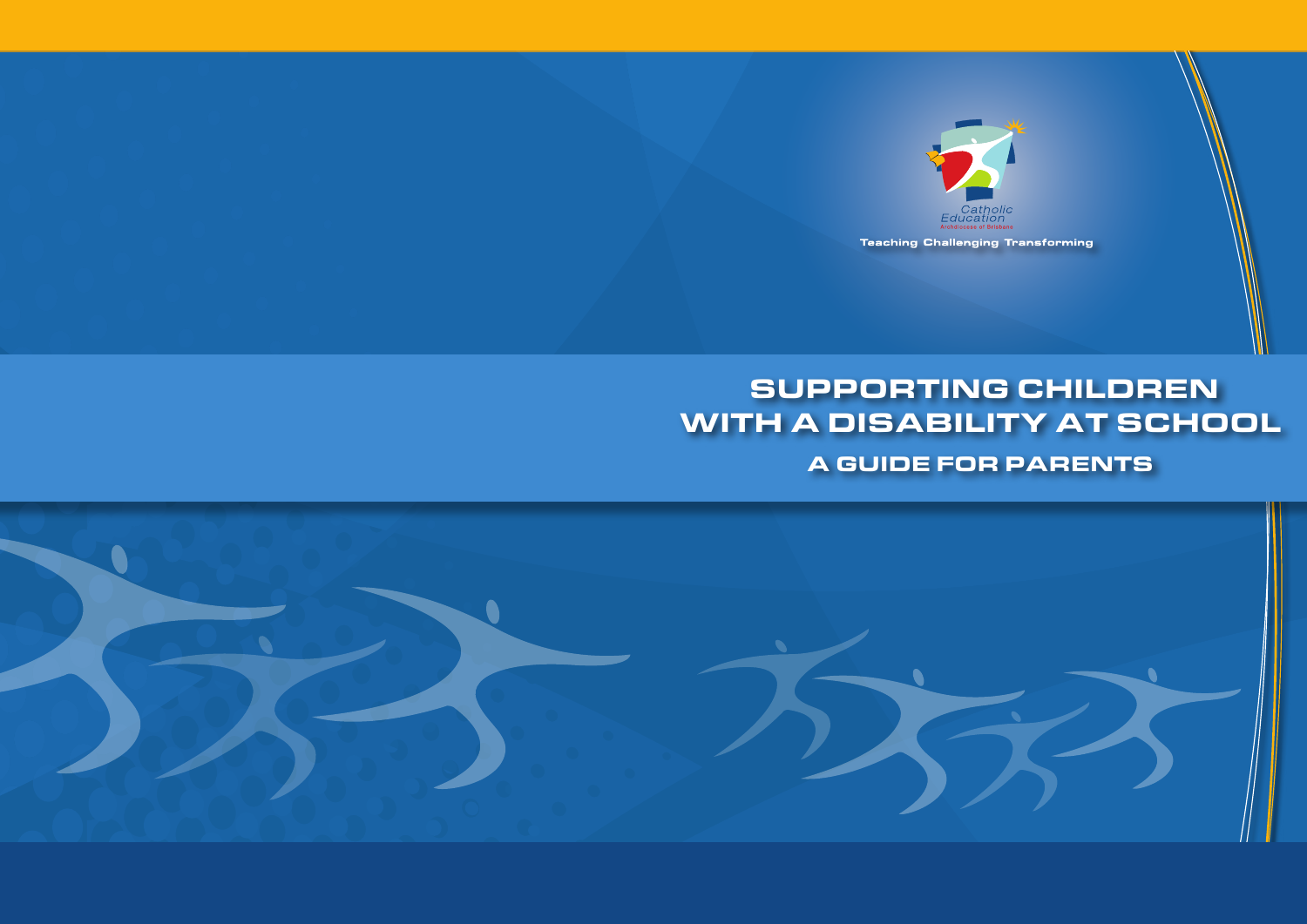Catholic Education
Archdiocese of Brisbane

Teaching Challenging Transforming

# SUPPORTING CHILDREN WITH A DISABILITY AT SCHOOL

## A GUIDE FOR PARENTS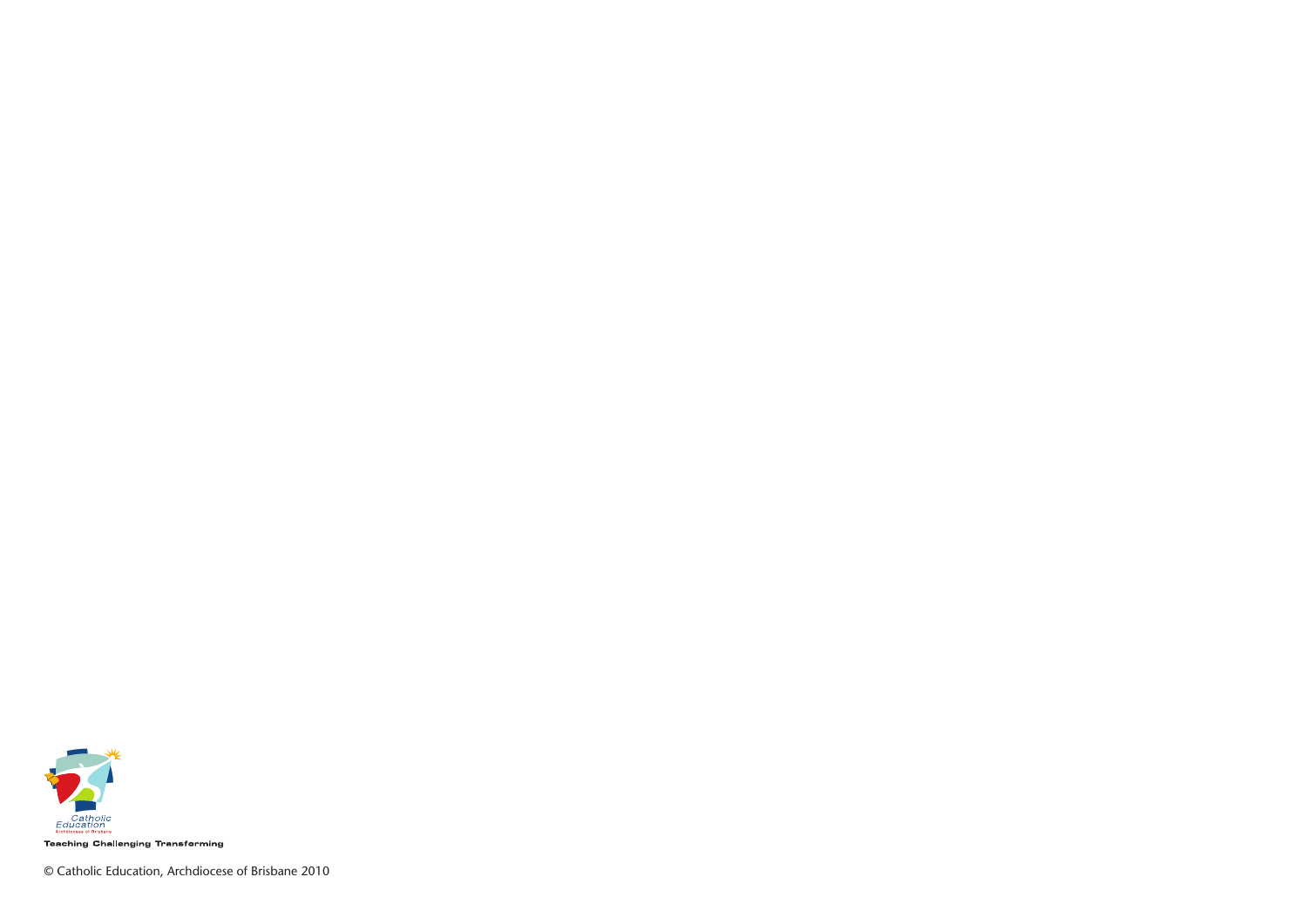Catholic Education
Archdiocese of Brisbane

Teaching Challenging Transforming

© Catholic Education, Archdiocese of Brisbane 2010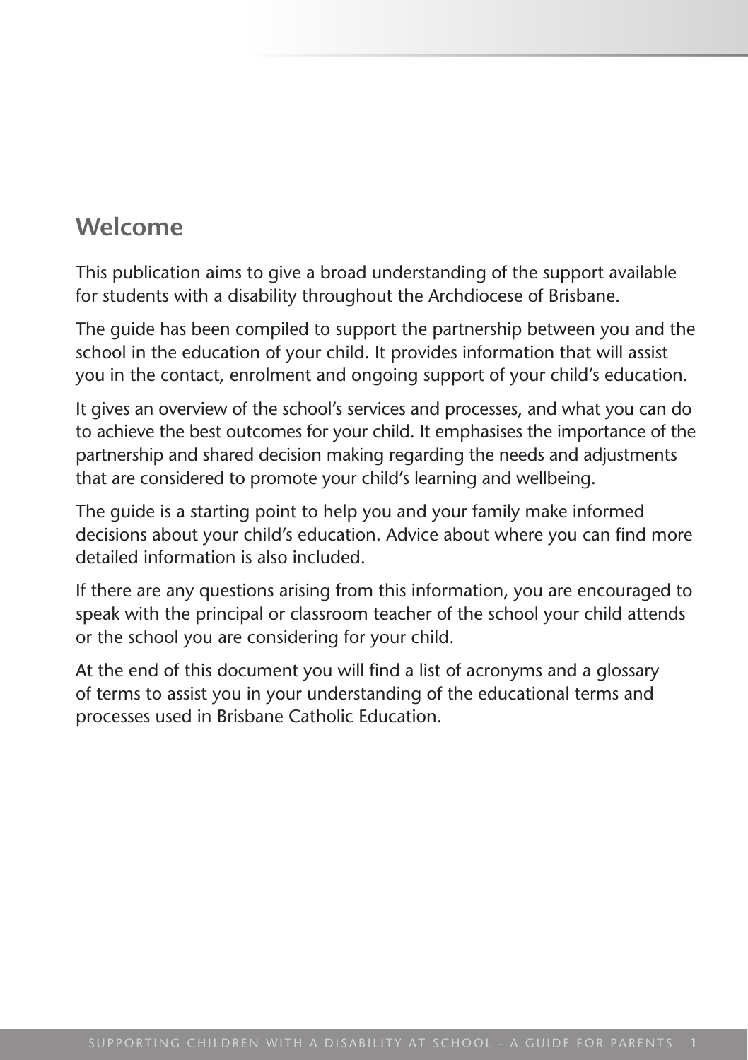## Welcome

This publication aims to give a broad understanding of the support available for students with a disability throughout the Archdiocese of Brisbane.

The guide has been compiled to support the partnership between you and the school in the education of your child. It provides information that will assist you in the contact, enrolment and ongoing support of your child's education.

It gives an overview of the school's services and processes, and what you can do to achieve the best outcomes for your child. It emphasises the importance of the partnership and shared decision making regarding the needs and adjustments that are considered to promote your child's learning and wellbeing.

The guide is a starting point to help you and your family make informed decisions about your child's education. Advice about where you can find more detailed information is also included.

If there are any questions arising from this information, you are encouraged to speak with the principal or classroom teacher of the school your child attends or the school you are considering for your child.

At the end of this document you will find a list of acronyms and a glossary of terms to assist you in your understanding of the educational terms and processes used in Brisbane Catholic Education.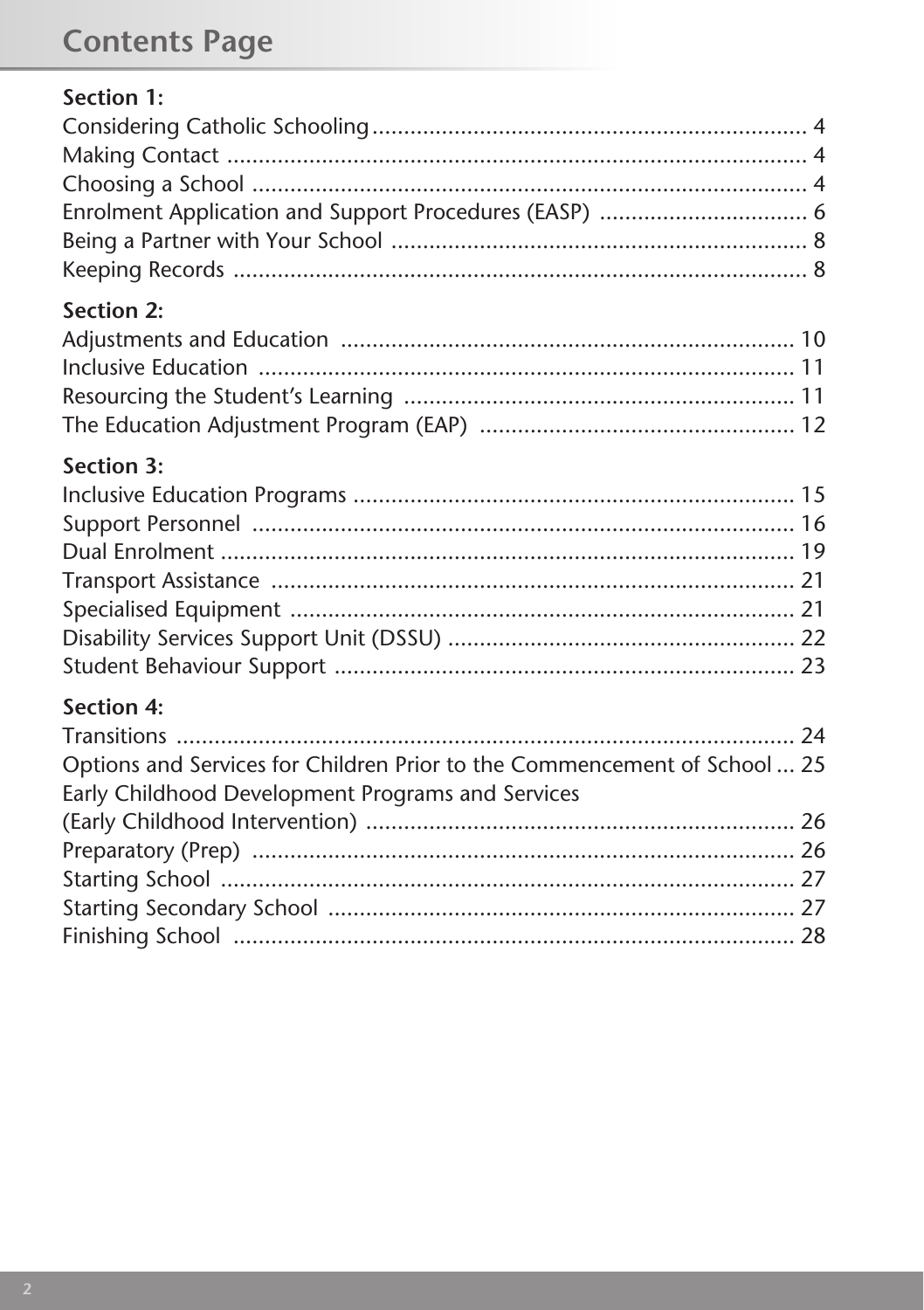# Contents Page

**Section 1:**

Considering Catholic Schooling ..................................................................... 4
Making Contact ........................................................................................... 4
Choosing a School ....................................................................................... 4
Enrolment Application and Support Procedures (EASP) ................................. 6
Being a Partner with Your School .................................................................. 8
Keeping Records .......................................................................................... 8

**Section 2:**

Adjustments and Education ........................................................................ 10
Inclusive Education .................................................................................... 11
Resourcing the Student's Learning .............................................................. 11
The Education Adjustment Program (EAP) .................................................. 12

**Section 3:**

Inclusive Education Programs ..................................................................... 15
Support Personnel ..................................................................................... 16
Dual Enrolment .......................................................................................... 19
Transport Assistance .................................................................................. 21
Specialised Equipment ............................................................................... 21
Disability Services Support Unit (DSSU) ...................................................... 22
Student Behaviour Support ........................................................................ 23

**Section 4:**

Transitions ................................................................................................. 24
Options and Services for Children Prior to the Commencement of School ... 25
Early Childhood Development Programs and Services
(Early Childhood Intervention) ................................................................... 26
Preparatory (Prep) ..................................................................................... 26
Starting School .......................................................................................... 27
Starting Secondary School .......................................................................... 27
Finishing School ........................................................................................ 28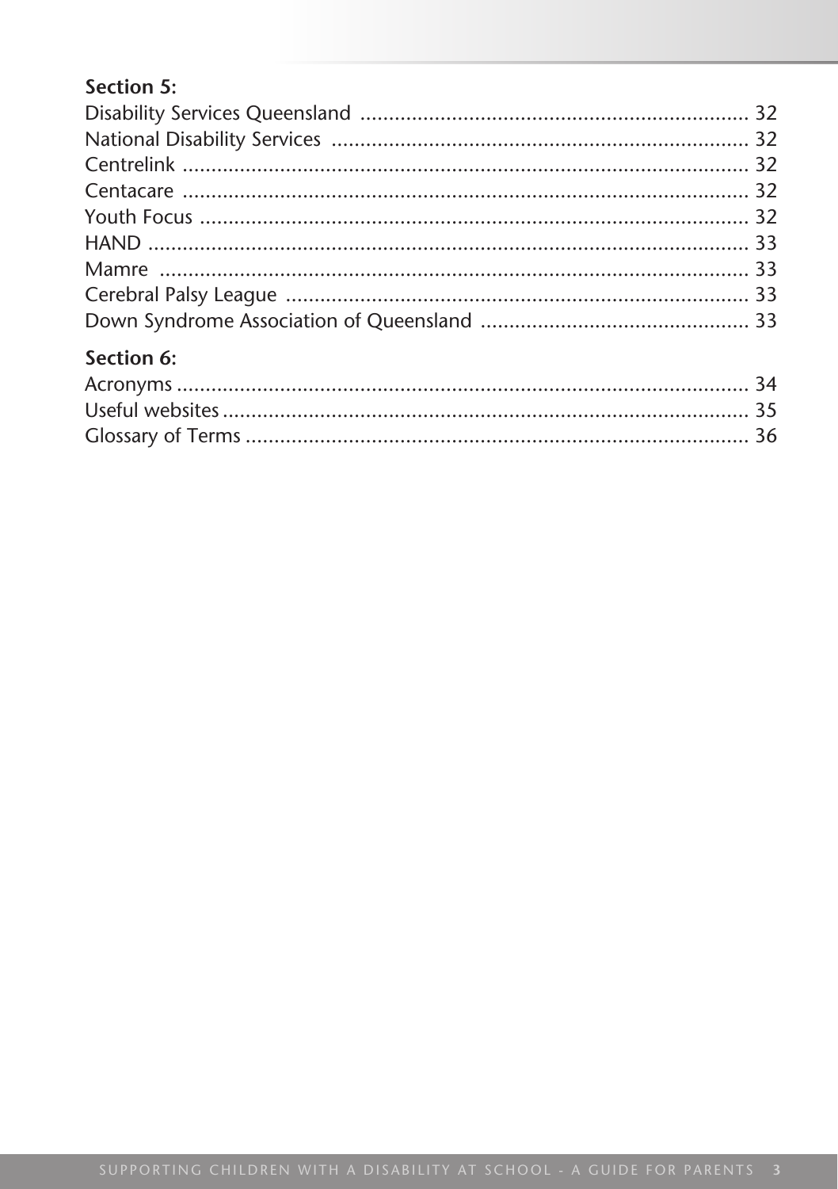**Section 5:**

Disability Services Queensland .................................................................... 32
National Disability Services ......................................................................... 32
Centrelink .................................................................................................... 32
Centacare .................................................................................................... 32
Youth Focus ................................................................................................. 32
HAND ........................................................................................................... 33
Mamre .......................................................................................................... 33
Cerebral Palsy League ................................................................................. 33
Down Syndrome Association of Queensland ............................................... 33

**Section 6:**

Acronyms ..................................................................................................... 34
Useful websites ............................................................................................ 35
Glossary of Terms ........................................................................................ 36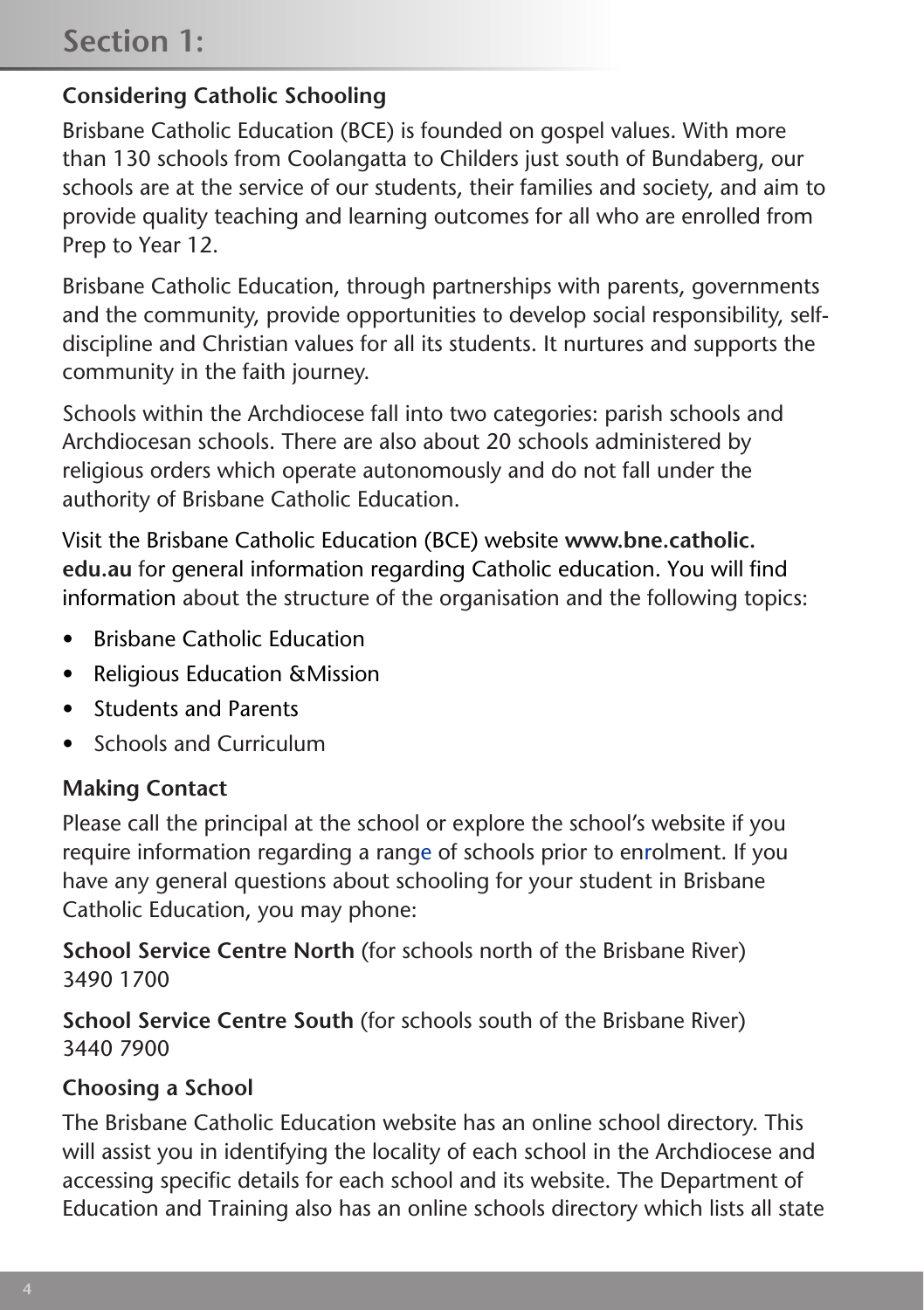# Section 1:

### Considering Catholic Schooling

Brisbane Catholic Education (BCE) is founded on gospel values. With more than 130 schools from Coolangatta to Childers just south of Bundaberg, our schools are at the service of our students, their families and society, and aim to provide quality teaching and learning outcomes for all who are enrolled from Prep to Year 12.

Brisbane Catholic Education, through partnerships with parents, governments and the community, provide opportunities to develop social responsibility, self-discipline and Christian values for all its students. It nurtures and supports the community in the faith journey.

Schools within the Archdiocese fall into two categories: parish schools and Archdiocesan schools. There are also about 20 schools administered by religious orders which operate autonomously and do not fall under the authority of Brisbane Catholic Education.

Visit the Brisbane Catholic Education (BCE) website **www.bne.catholic.edu.au** for general information regarding Catholic education. You will find information about the structure of the organisation and the following topics:

- Brisbane Catholic Education
- Religious Education &Mission
- Students and Parents
- Schools and Curriculum

### Making Contact

Please call the principal at the school or explore the school's website if you require information regarding a range of schools prior to enrolment. If you have any general questions about schooling for your student in Brisbane Catholic Education, you may phone:

**School Service Centre North** (for schools north of the Brisbane River)
3490 1700

**School Service Centre South** (for schools south of the Brisbane River)
3440 7900

### Choosing a School

The Brisbane Catholic Education website has an online school directory. This will assist you in identifying the locality of each school in the Archdiocese and accessing specific details for each school and its website. The Department of Education and Training also has an online schools directory which lists all state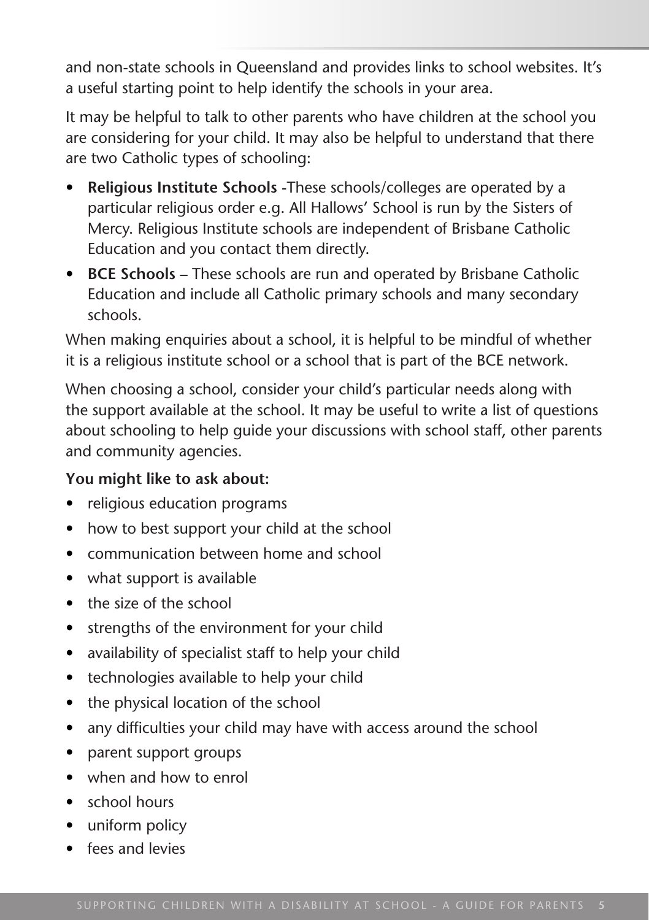and non-state schools in Queensland and provides links to school websites. It's a useful starting point to help identify the schools in your area.

It may be helpful to talk to other parents who have children at the school you are considering for your child. It may also be helpful to understand that there are two Catholic types of schooling:

- **Religious Institute Schools** -These schools/colleges are operated by a particular religious order e.g. All Hallows' School is run by the Sisters of Mercy. Religious Institute schools are independent of Brisbane Catholic Education and you contact them directly.
- **BCE Schools** – These schools are run and operated by Brisbane Catholic Education and include all Catholic primary schools and many secondary schools.

When making enquiries about a school, it is helpful to be mindful of whether it is a religious institute school or a school that is part of the BCE network.

When choosing a school, consider your child's particular needs along with the support available at the school. It may be useful to write a list of questions about schooling to help guide your discussions with school staff, other parents and community agencies.

**You might like to ask about:**

- religious education programs
- how to best support your child at the school
- communication between home and school
- what support is available
- the size of the school
- strengths of the environment for your child
- availability of specialist staff to help your child
- technologies available to help your child
- the physical location of the school
- any difficulties your child may have with access around the school
- parent support groups
- when and how to enrol
- school hours
- uniform policy
- fees and levies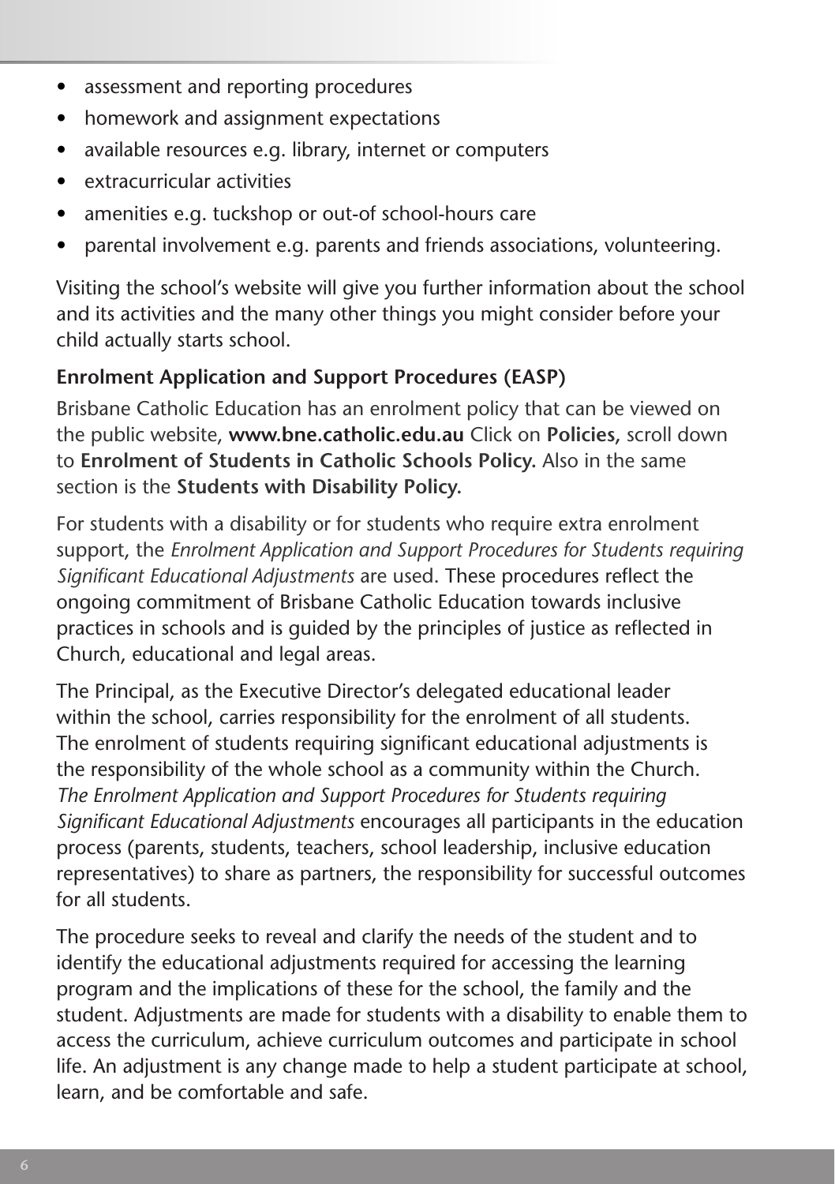- assessment and reporting procedures
- homework and assignment expectations
- available resources e.g. library, internet or computers
- extracurricular activities
- amenities e.g. tuckshop or out-of school-hours care
- parental involvement e.g. parents and friends associations, volunteering.

Visiting the school's website will give you further information about the school and its activities and the many other things you might consider before your child actually starts school.

**Enrolment Application and Support Procedures (EASP)**

Brisbane Catholic Education has an enrolment policy that can be viewed on the public website, **www.bne.catholic.edu.au** Click on **Policies,** scroll down to **Enrolment of Students in Catholic Schools Policy.** Also in the same section is the **Students with Disability Policy.**

For students with a disability or for students who require extra enrolment support, the *Enrolment Application and Support Procedures for Students requiring Significant Educational Adjustments* are used. These procedures reflect the ongoing commitment of Brisbane Catholic Education towards inclusive practices in schools and is guided by the principles of justice as reflected in Church, educational and legal areas.

The Principal, as the Executive Director's delegated educational leader within the school, carries responsibility for the enrolment of all students. The enrolment of students requiring significant educational adjustments is the responsibility of the whole school as a community within the Church. *The Enrolment Application and Support Procedures for Students requiring Significant Educational Adjustments* encourages all participants in the education process (parents, students, teachers, school leadership, inclusive education representatives) to share as partners, the responsibility for successful outcomes for all students.

The procedure seeks to reveal and clarify the needs of the student and to identify the educational adjustments required for accessing the learning program and the implications of these for the school, the family and the student. Adjustments are made for students with a disability to enable them to access the curriculum, achieve curriculum outcomes and participate in school life. An adjustment is any change made to help a student participate at school, learn, and be comfortable and safe.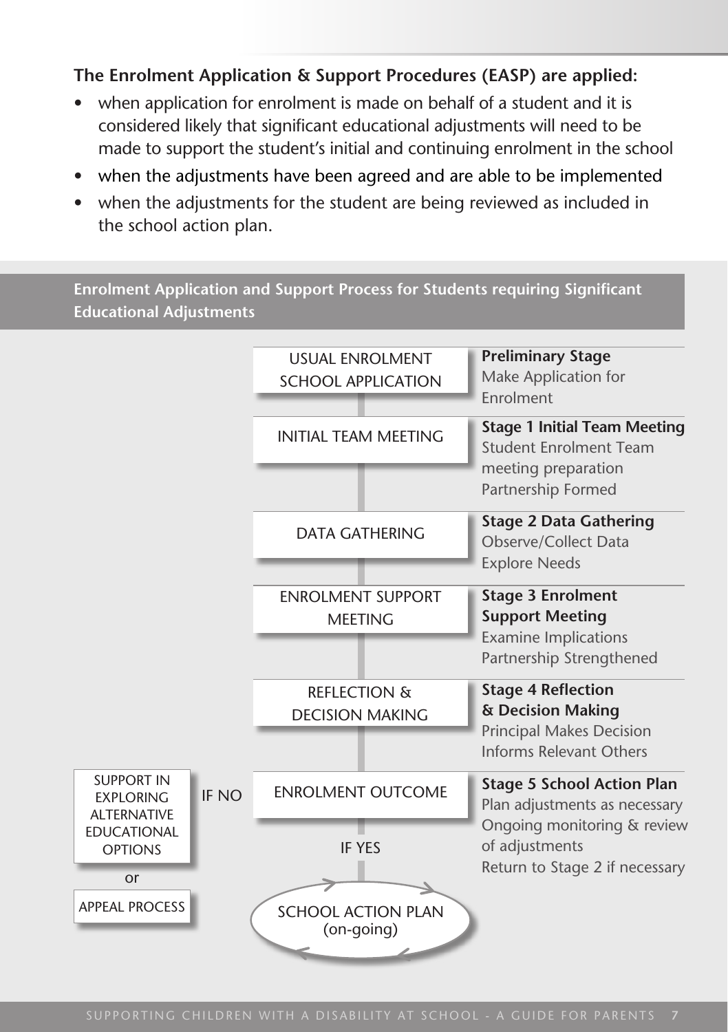**The Enrolment Application & Support Procedures (EASP) are applied:**

- when application for enrolment is made on behalf of a student and it is considered likely that significant educational adjustments will need to be made to support the student's initial and continuing enrolment in the school
- when the adjustments have been agreed and are able to be implemented
- when the adjustments for the student are being reviewed as included in the school action plan.

## Enrolment Application and Support Process for Students requiring Significant Educational Adjustments

| Process | Stage |
| --- | --- |
| USUAL ENROLMENT SCHOOL APPLICATION | **Preliminary Stage** Make Application for Enrolment |
| INITIAL TEAM MEETING | **Stage 1 Initial Team Meeting** Student Enrolment Team meeting preparation Partnership Formed |
| DATA GATHERING | **Stage 2 Data Gathering** Observe/Collect Data Explore Needs |
| ENROLMENT SUPPORT MEETING | **Stage 3 Enrolment Support Meeting** Examine Implications Partnership Strengthened |
| REFLECTION & DECISION MAKING | **Stage 4 Reflection & Decision Making** Principal Makes Decision Informs Relevant Others |
| ENROLMENT OUTCOME | **Stage 5 School Action Plan** Plan adjustments as necessary Ongoing monitoring & review of adjustments Return to Stage 2 if necessary |

ENROLMENT OUTCOME:

- IF NO → SUPPORT IN EXPLORING ALTERNATIVE EDUCATIONAL OPTIONS or APPEAL PROCESS
- IF YES → SCHOOL ACTION PLAN (on-going)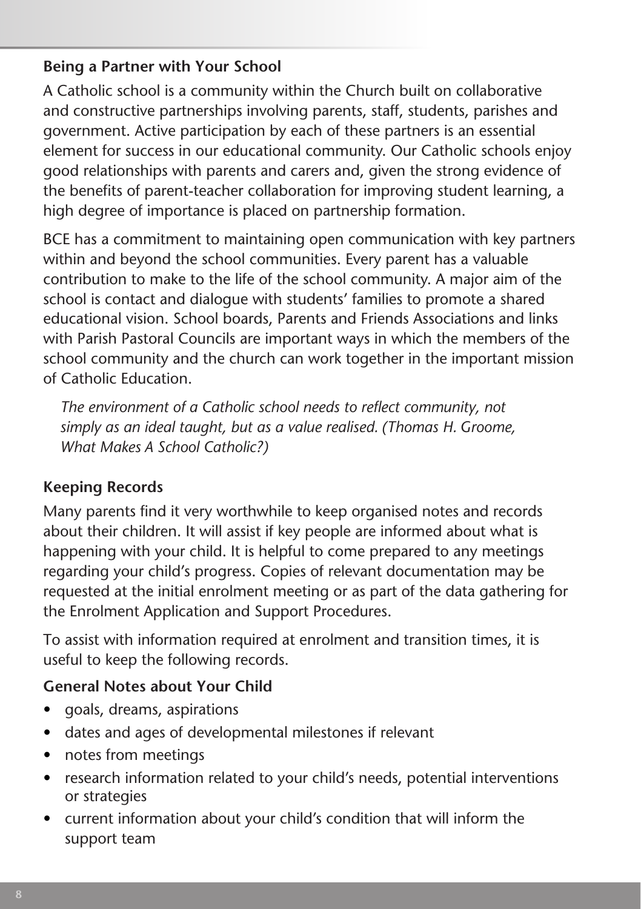## Being a Partner with Your School

A Catholic school is a community within the Church built on collaborative and constructive partnerships involving parents, staff, students, parishes and government. Active participation by each of these partners is an essential element for success in our educational community. Our Catholic schools enjoy good relationships with parents and carers and, given the strong evidence of the benefits of parent-teacher collaboration for improving student learning, a high degree of importance is placed on partnership formation.

BCE has a commitment to maintaining open communication with key partners within and beyond the school communities. Every parent has a valuable contribution to make to the life of the school community. A major aim of the school is contact and dialogue with students' families to promote a shared educational vision. School boards, Parents and Friends Associations and links with Parish Pastoral Councils are important ways in which the members of the school community and the church can work together in the important mission of Catholic Education.

> *The environment of a Catholic school needs to reflect community, not simply as an ideal taught, but as a value realised. (Thomas H. Groome, What Makes A School Catholic?)*

## Keeping Records

Many parents find it very worthwhile to keep organised notes and records about their children. It will assist if key people are informed about what is happening with your child. It is helpful to come prepared to any meetings regarding your child's progress. Copies of relevant documentation may be requested at the initial enrolment meeting or as part of the data gathering for the Enrolment Application and Support Procedures.

To assist with information required at enrolment and transition times, it is useful to keep the following records.

### General Notes about Your Child

- goals, dreams, aspirations
- dates and ages of developmental milestones if relevant
- notes from meetings
- research information related to your child's needs, potential interventions or strategies
- current information about your child's condition that will inform the support team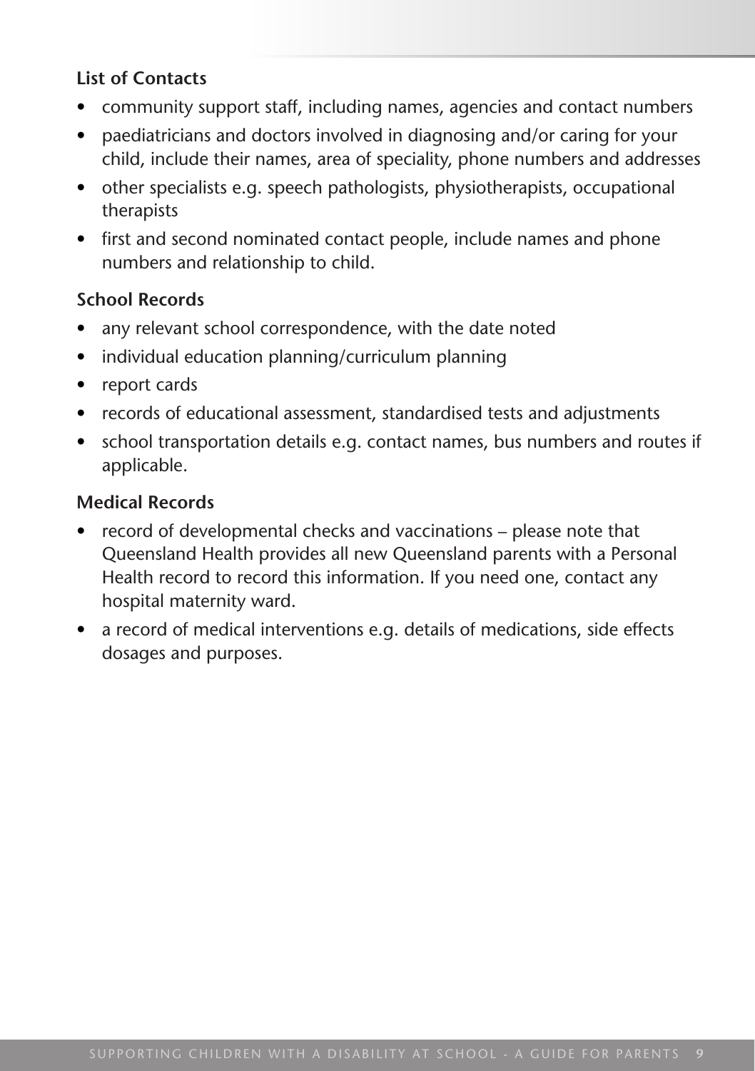### List of Contacts

- community support staff, including names, agencies and contact numbers
- paediatricians and doctors involved in diagnosing and/or caring for your child, include their names, area of speciality, phone numbers and addresses
- other specialists e.g. speech pathologists, physiotherapists, occupational therapists
- first and second nominated contact people, include names and phone numbers and relationship to child.

### School Records

- any relevant school correspondence, with the date noted
- individual education planning/curriculum planning
- report cards
- records of educational assessment, standardised tests and adjustments
- school transportation details e.g. contact names, bus numbers and routes if applicable.

### Medical Records

- record of developmental checks and vaccinations – please note that Queensland Health provides all new Queensland parents with a Personal Health record to record this information. If you need one, contact any hospital maternity ward.
- a record of medical interventions e.g. details of medications, side effects dosages and purposes.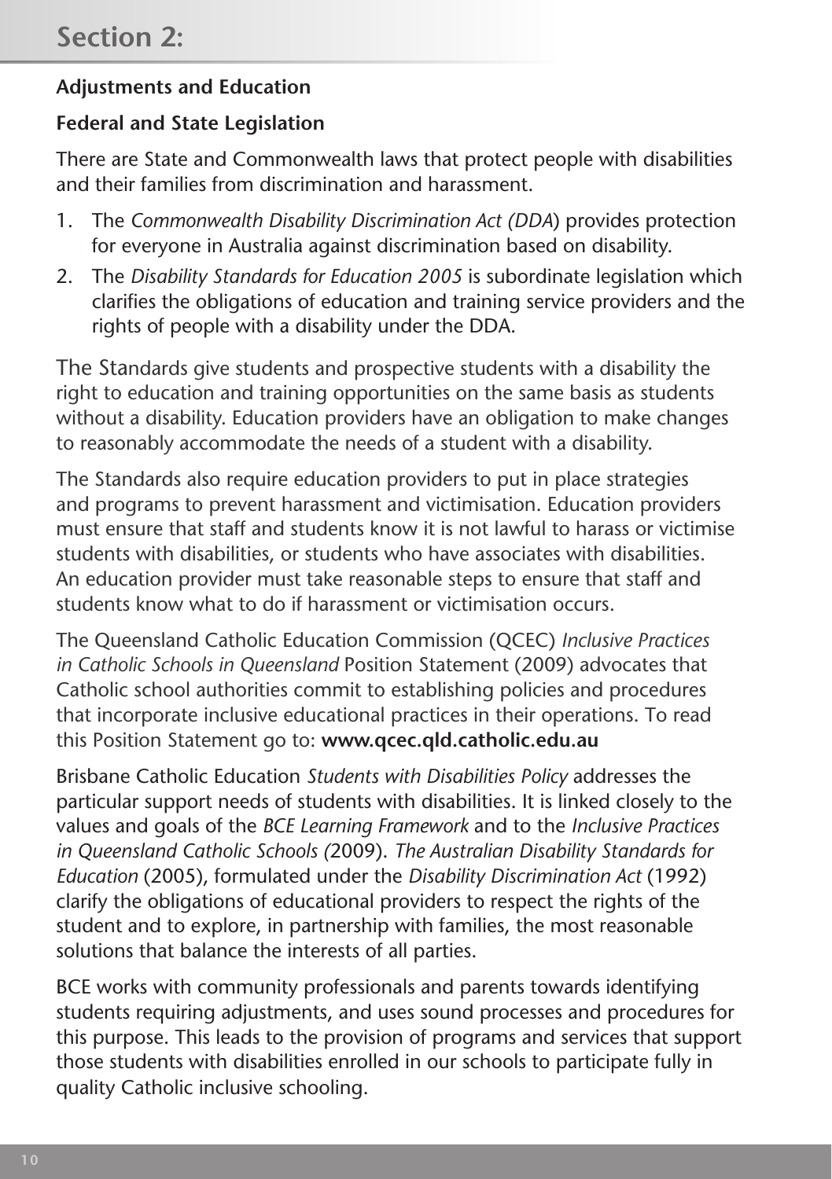# Section 2:

### Adjustments and Education

### Federal and State Legislation

There are State and Commonwealth laws that protect people with disabilities and their families from discrimination and harassment.

1. The *Commonwealth Disability Discrimination Act (DDA*) provides protection for everyone in Australia against discrimination based on disability.
2. The *Disability Standards for Education 2005* is subordinate legislation which clarifies the obligations of education and training service providers and the rights of people with a disability under the DDA.

The Standards give students and prospective students with a disability the right to education and training opportunities on the same basis as students without a disability. Education providers have an obligation to make changes to reasonably accommodate the needs of a student with a disability.

The Standards also require education providers to put in place strategies and programs to prevent harassment and victimisation. Education providers must ensure that staff and students know it is not lawful to harass or victimise students with disabilities, or students who have associates with disabilities. An education provider must take reasonable steps to ensure that staff and students know what to do if harassment or victimisation occurs.

The Queensland Catholic Education Commission (QCEC) *Inclusive Practices in Catholic Schools in Queensland* Position Statement (2009) advocates that Catholic school authorities commit to establishing policies and procedures that incorporate inclusive educational practices in their operations. To read this Position Statement go to: **www.qcec.qld.catholic.edu.au**

Brisbane Catholic Education *Students with Disabilities Policy* addresses the particular support needs of students with disabilities. It is linked closely to the values and goals of the *BCE Learning Framework* and to the *Inclusive Practices in Queensland Catholic Schools (*2009). *The Australian Disability Standards for Education* (2005), formulated under the *Disability Discrimination Act* (1992) clarify the obligations of educational providers to respect the rights of the student and to explore, in partnership with families, the most reasonable solutions that balance the interests of all parties.

BCE works with community professionals and parents towards identifying students requiring adjustments, and uses sound processes and procedures for this purpose. This leads to the provision of programs and services that support those students with disabilities enrolled in our schools to participate fully in quality Catholic inclusive schooling.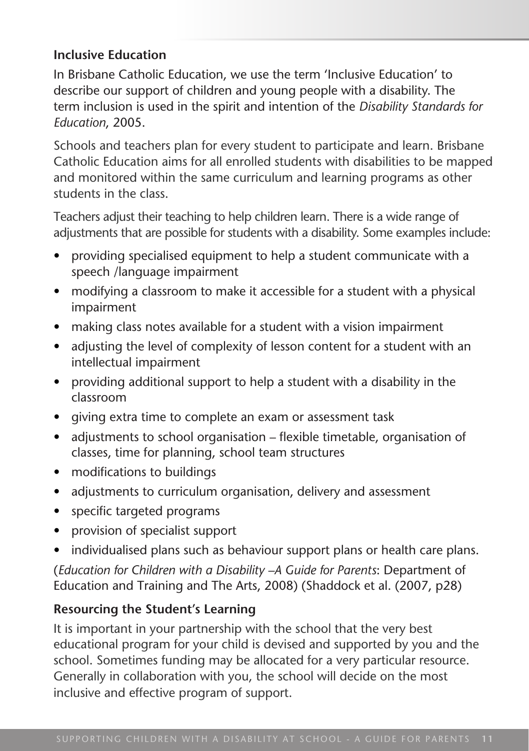## Inclusive Education

In Brisbane Catholic Education, we use the term 'Inclusive Education' to describe our support of children and young people with a disability. The term inclusion is used in the spirit and intention of the *Disability Standards for Education*, 2005.

Schools and teachers plan for every student to participate and learn. Brisbane Catholic Education aims for all enrolled students with disabilities to be mapped and monitored within the same curriculum and learning programs as other students in the class.

Teachers adjust their teaching to help children learn. There is a wide range of adjustments that are possible for students with a disability. Some examples include:

- providing specialised equipment to help a student communicate with a speech /language impairment
- modifying a classroom to make it accessible for a student with a physical impairment
- making class notes available for a student with a vision impairment
- adjusting the level of complexity of lesson content for a student with an intellectual impairment
- providing additional support to help a student with a disability in the classroom
- giving extra time to complete an exam or assessment task
- adjustments to school organisation – flexible timetable, organisation of classes, time for planning, school team structures
- modifications to buildings
- adjustments to curriculum organisation, delivery and assessment
- specific targeted programs
- provision of specialist support
- individualised plans such as behaviour support plans or health care plans.

(*Education for Children with a Disability –A Guide for Parents*: Department of Education and Training and The Arts, 2008) (Shaddock et al. (2007, p28)

## Resourcing the Student's Learning

It is important in your partnership with the school that the very best educational program for your child is devised and supported by you and the school. Sometimes funding may be allocated for a very particular resource. Generally in collaboration with you, the school will decide on the most inclusive and effective program of support.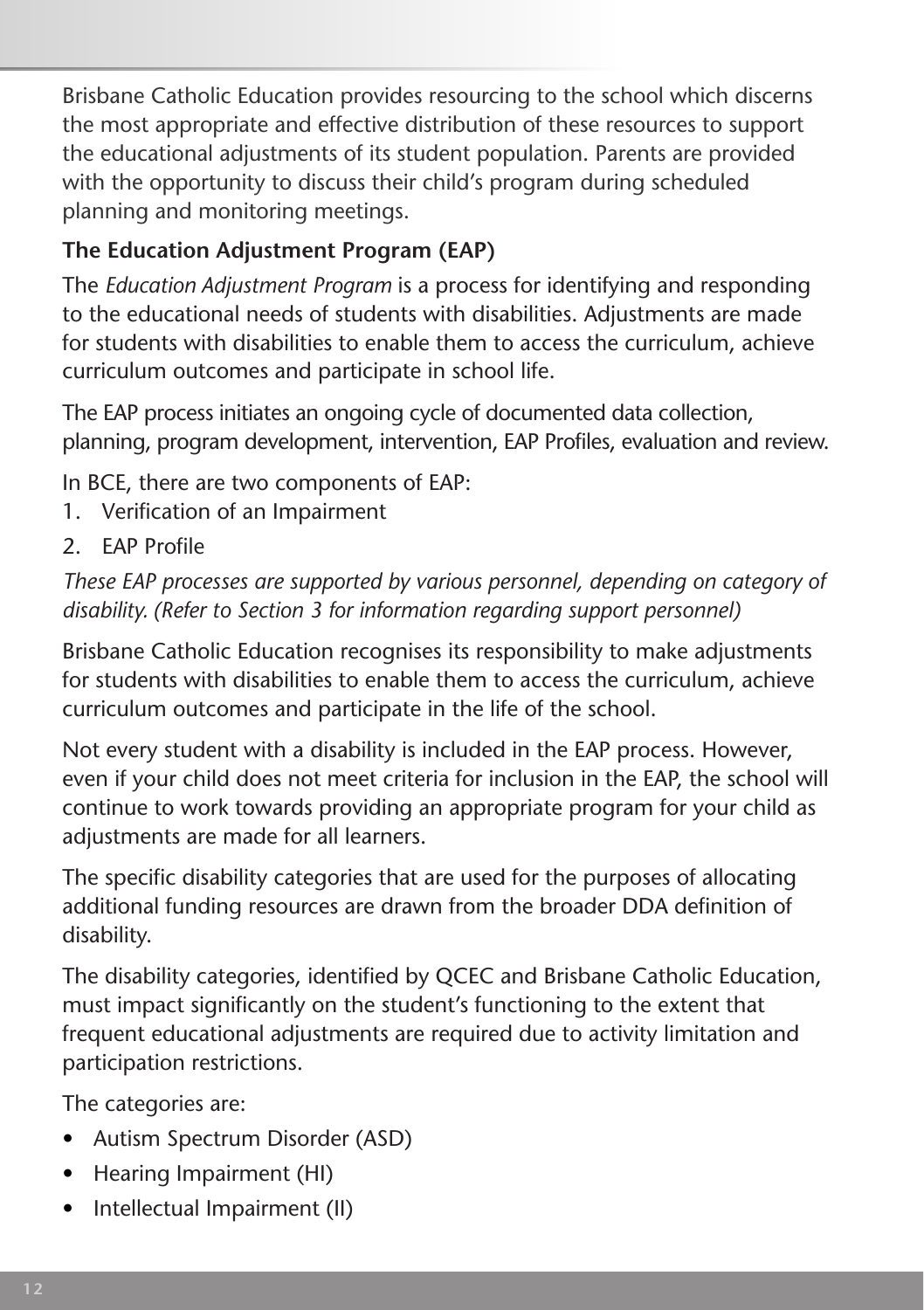Brisbane Catholic Education provides resourcing to the school which discerns the most appropriate and effective distribution of these resources to support the educational adjustments of its student population. Parents are provided with the opportunity to discuss their child's program during scheduled planning and monitoring meetings.

**The Education Adjustment Program (EAP)**

The *Education Adjustment Program* is a process for identifying and responding to the educational needs of students with disabilities. Adjustments are made for students with disabilities to enable them to access the curriculum, achieve curriculum outcomes and participate in school life.

The EAP process initiates an ongoing cycle of documented data collection, planning, program development, intervention, EAP Profiles, evaluation and review.

In BCE, there are two components of EAP:

1. Verification of an Impairment
2. EAP Profile

*These EAP processes are supported by various personnel, depending on category of disability. (Refer to Section 3 for information regarding support personnel)*

Brisbane Catholic Education recognises its responsibility to make adjustments for students with disabilities to enable them to access the curriculum, achieve curriculum outcomes and participate in the life of the school.

Not every student with a disability is included in the EAP process. However, even if your child does not meet criteria for inclusion in the EAP, the school will continue to work towards providing an appropriate program for your child as adjustments are made for all learners.

The specific disability categories that are used for the purposes of allocating additional funding resources are drawn from the broader DDA definition of disability.

The disability categories, identified by QCEC and Brisbane Catholic Education, must impact significantly on the student's functioning to the extent that frequent educational adjustments are required due to activity limitation and participation restrictions.

The categories are:

- Autism Spectrum Disorder (ASD)
- Hearing Impairment (HI)
- Intellectual Impairment (II)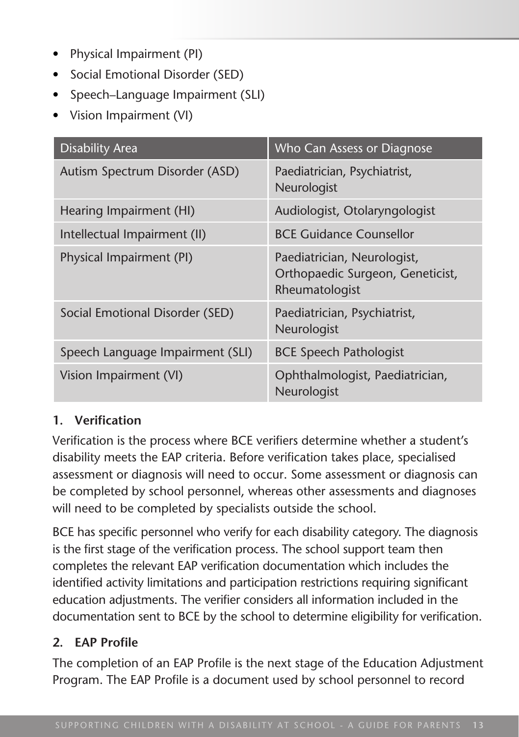- Physical Impairment (PI)
- Social Emotional Disorder (SED)
- Speech–Language Impairment (SLI)
- Vision Impairment (VI)

| Disability Area | Who Can Assess or Diagnose |
|---|---|
| Autism Spectrum Disorder (ASD) | Paediatrician, Psychiatrist, Neurologist |
| Hearing Impairment (HI) | Audiologist, Otolaryngologist |
| Intellectual Impairment (II) | BCE Guidance Counsellor |
| Physical Impairment (PI) | Paediatrician, Neurologist, Orthopaedic Surgeon, Geneticist, Rheumatologist |
| Social Emotional Disorder (SED) | Paediatrician, Psychiatrist, Neurologist |
| Speech Language Impairment (SLI) | BCE Speech Pathologist |
| Vision Impairment (VI) | Ophthalmologist, Paediatrician, Neurologist |

### 1. Verification

Verification is the process where BCE verifiers determine whether a student's disability meets the EAP criteria. Before verification takes place, specialised assessment or diagnosis will need to occur. Some assessment or diagnosis can be completed by school personnel, whereas other assessments and diagnoses will need to be completed by specialists outside the school.

BCE has specific personnel who verify for each disability category. The diagnosis is the first stage of the verification process. The school support team then completes the relevant EAP verification documentation which includes the identified activity limitations and participation restrictions requiring significant education adjustments. The verifier considers all information included in the documentation sent to BCE by the school to determine eligibility for verification.

### 2. EAP Profile

The completion of an EAP Profile is the next stage of the Education Adjustment Program. The EAP Profile is a document used by school personnel to record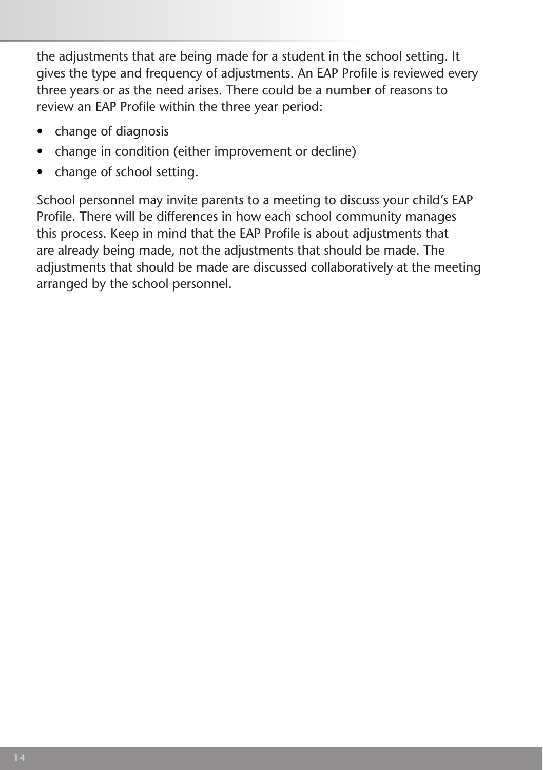the adjustments that are being made for a student in the school setting. It gives the type and frequency of adjustments. An EAP Profile is reviewed every three years or as the need arises. There could be a number of reasons to review an EAP Profile within the three year period:

- change of diagnosis
- change in condition (either improvement or decline)
- change of school setting.

School personnel may invite parents to a meeting to discuss your child's EAP Profile. There will be differences in how each school community manages this process. Keep in mind that the EAP Profile is about adjustments that are already being made, not the adjustments that should be made. The adjustments that should be made are discussed collaboratively at the meeting arranged by the school personnel.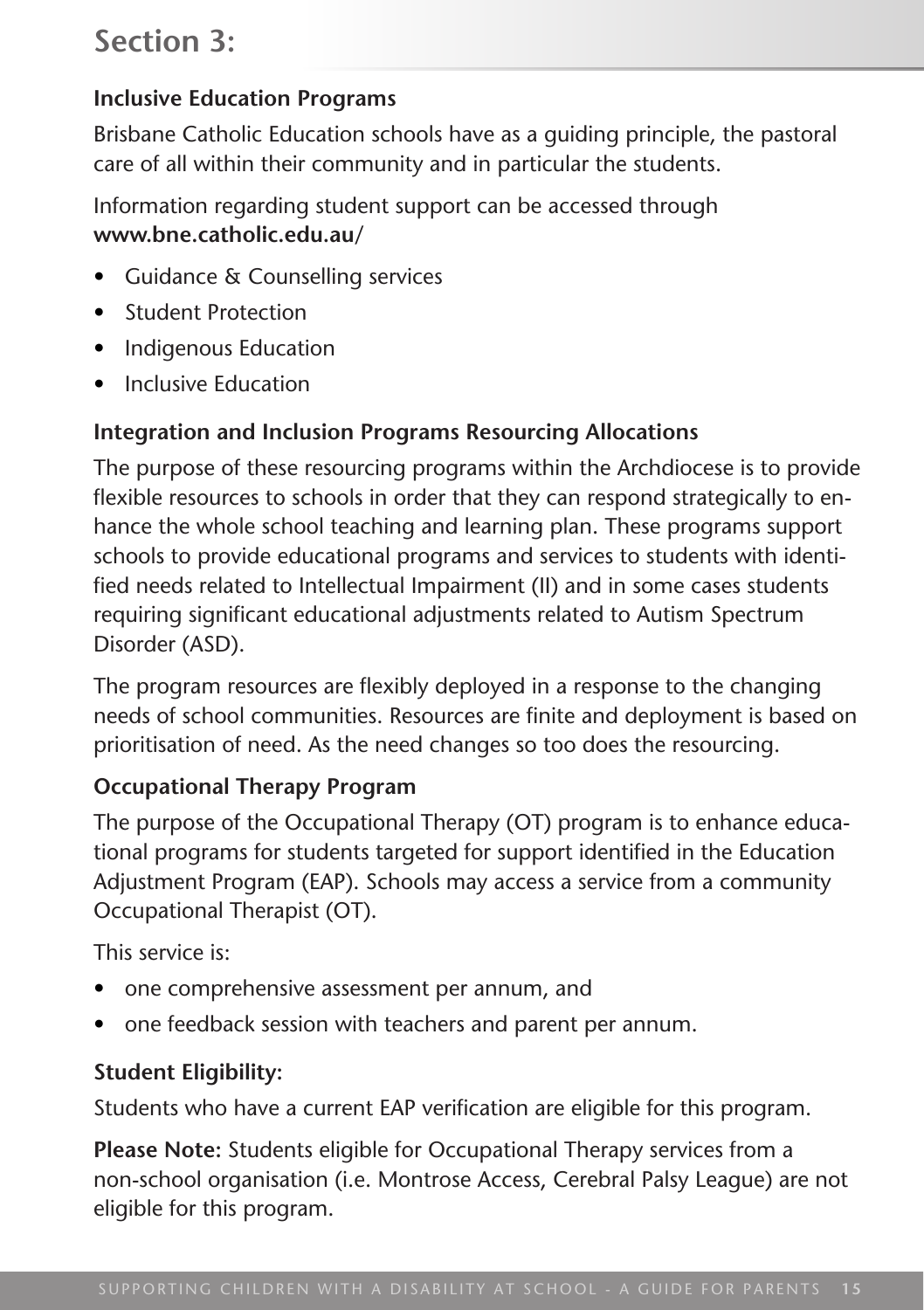# Section 3:

### Inclusive Education Programs

Brisbane Catholic Education schools have as a guiding principle, the pastoral care of all within their community and in particular the students.

Information regarding student support can be accessed through **www.bne.catholic.edu.au**/

- Guidance & Counselling services
- Student Protection
- Indigenous Education
- Inclusive Education

### Integration and Inclusion Programs Resourcing Allocations

The purpose of these resourcing programs within the Archdiocese is to provide flexible resources to schools in order that they can respond strategically to enhance the whole school teaching and learning plan. These programs support schools to provide educational programs and services to students with identified needs related to Intellectual Impairment (II) and in some cases students requiring significant educational adjustments related to Autism Spectrum Disorder (ASD).

The program resources are flexibly deployed in a response to the changing needs of school communities. Resources are finite and deployment is based on prioritisation of need. As the need changes so too does the resourcing.

### Occupational Therapy Program

The purpose of the Occupational Therapy (OT) program is to enhance educational programs for students targeted for support identified in the Education Adjustment Program (EAP). Schools may access a service from a community Occupational Therapist (OT).

This service is:

- one comprehensive assessment per annum, and
- one feedback session with teachers and parent per annum.

### Student Eligibility:

Students who have a current EAP verification are eligible for this program.

**Please Note:** Students eligible for Occupational Therapy services from a non-school organisation (i.e. Montrose Access, Cerebral Palsy League) are not eligible for this program.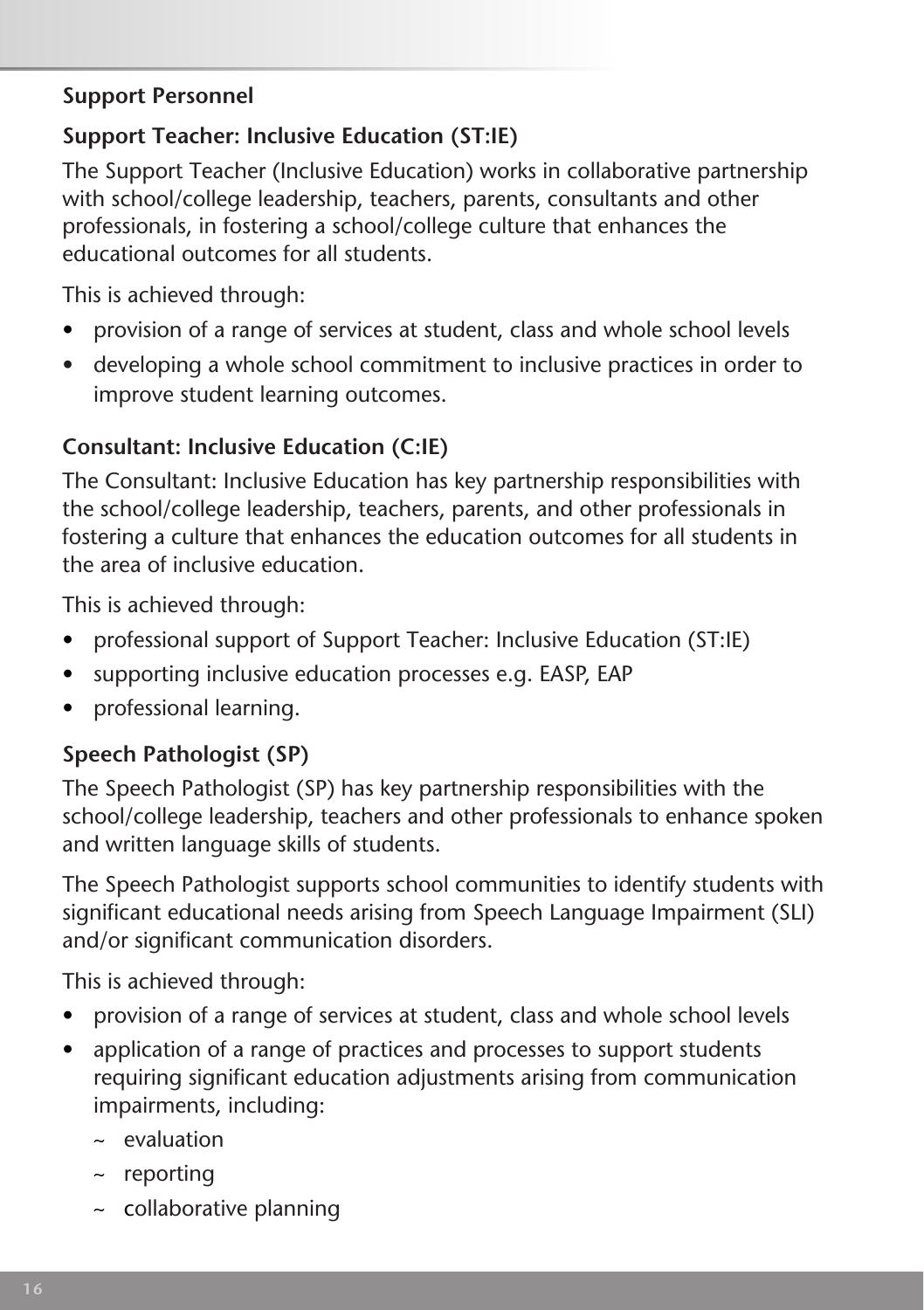## Support Personnel

### Support Teacher: Inclusive Education (ST:IE)

The Support Teacher (Inclusive Education) works in collaborative partnership with school/college leadership, teachers, parents, consultants and other professionals, in fostering a school/college culture that enhances the educational outcomes for all students.

This is achieved through:

- provision of a range of services at student, class and whole school levels
- developing a whole school commitment to inclusive practices in order to improve student learning outcomes.

### Consultant: Inclusive Education (C:IE)

The Consultant: Inclusive Education has key partnership responsibilities with the school/college leadership, teachers, parents, and other professionals in fostering a culture that enhances the education outcomes for all students in the area of inclusive education.

This is achieved through:

- professional support of Support Teacher: Inclusive Education (ST:IE)
- supporting inclusive education processes e.g. EASP, EAP
- professional learning.

### Speech Pathologist (SP)

The Speech Pathologist (SP) has key partnership responsibilities with the school/college leadership, teachers and other professionals to enhance spoken and written language skills of students.

The Speech Pathologist supports school communities to identify students with significant educational needs arising from Speech Language Impairment (SLI) and/or significant communication disorders.

This is achieved through:

- provision of a range of services at student, class and whole school levels
- application of a range of practices and processes to support students requiring significant education adjustments arising from communication impairments, including:
  - ~ evaluation
  - ~ reporting
  - ~ collaborative planning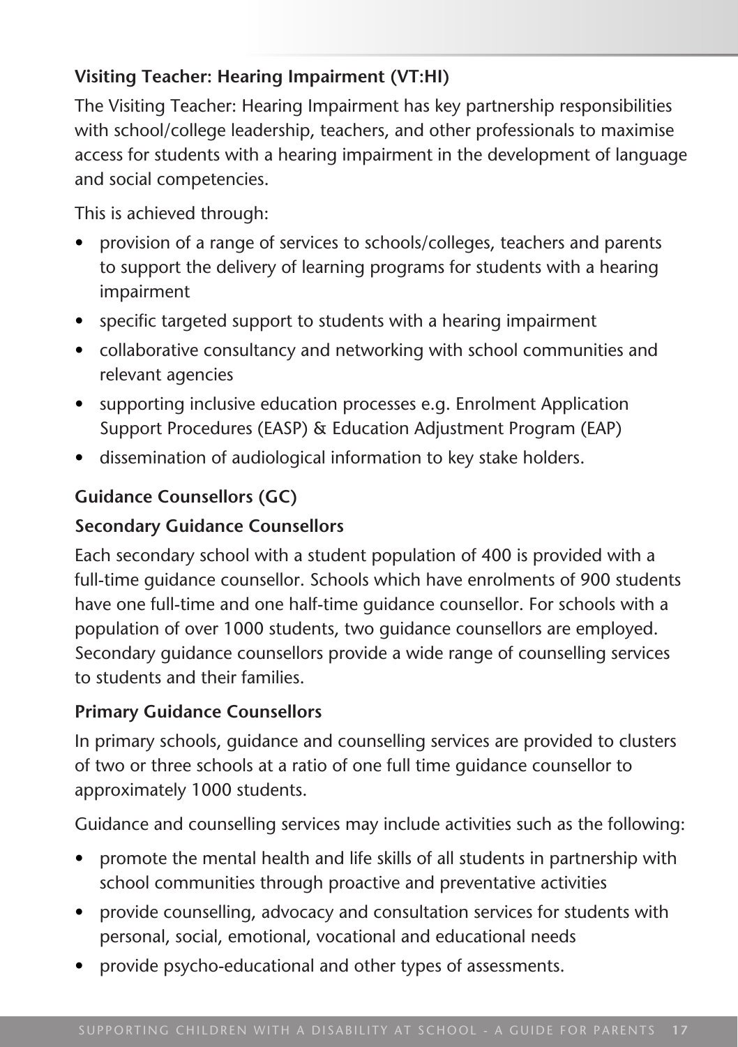### Visiting Teacher: Hearing Impairment (VT:HI)

The Visiting Teacher: Hearing Impairment has key partnership responsibilities with school/college leadership, teachers, and other professionals to maximise access for students with a hearing impairment in the development of language and social competencies.

This is achieved through:

- provision of a range of services to schools/colleges, teachers and parents to support the delivery of learning programs for students with a hearing impairment
- specific targeted support to students with a hearing impairment
- collaborative consultancy and networking with school communities and relevant agencies
- supporting inclusive education processes e.g. Enrolment Application Support Procedures (EASP) & Education Adjustment Program (EAP)
- dissemination of audiological information to key stake holders.

### Guidance Counsellors (GC)

#### Secondary Guidance Counsellors

Each secondary school with a student population of 400 is provided with a full-time guidance counsellor. Schools which have enrolments of 900 students have one full-time and one half-time guidance counsellor. For schools with a population of over 1000 students, two guidance counsellors are employed. Secondary guidance counsellors provide a wide range of counselling services to students and their families.

#### Primary Guidance Counsellors

In primary schools, guidance and counselling services are provided to clusters of two or three schools at a ratio of one full time guidance counsellor to approximately 1000 students.

Guidance and counselling services may include activities such as the following:

- promote the mental health and life skills of all students in partnership with school communities through proactive and preventative activities
- provide counselling, advocacy and consultation services for students with personal, social, emotional, vocational and educational needs
- provide psycho-educational and other types of assessments.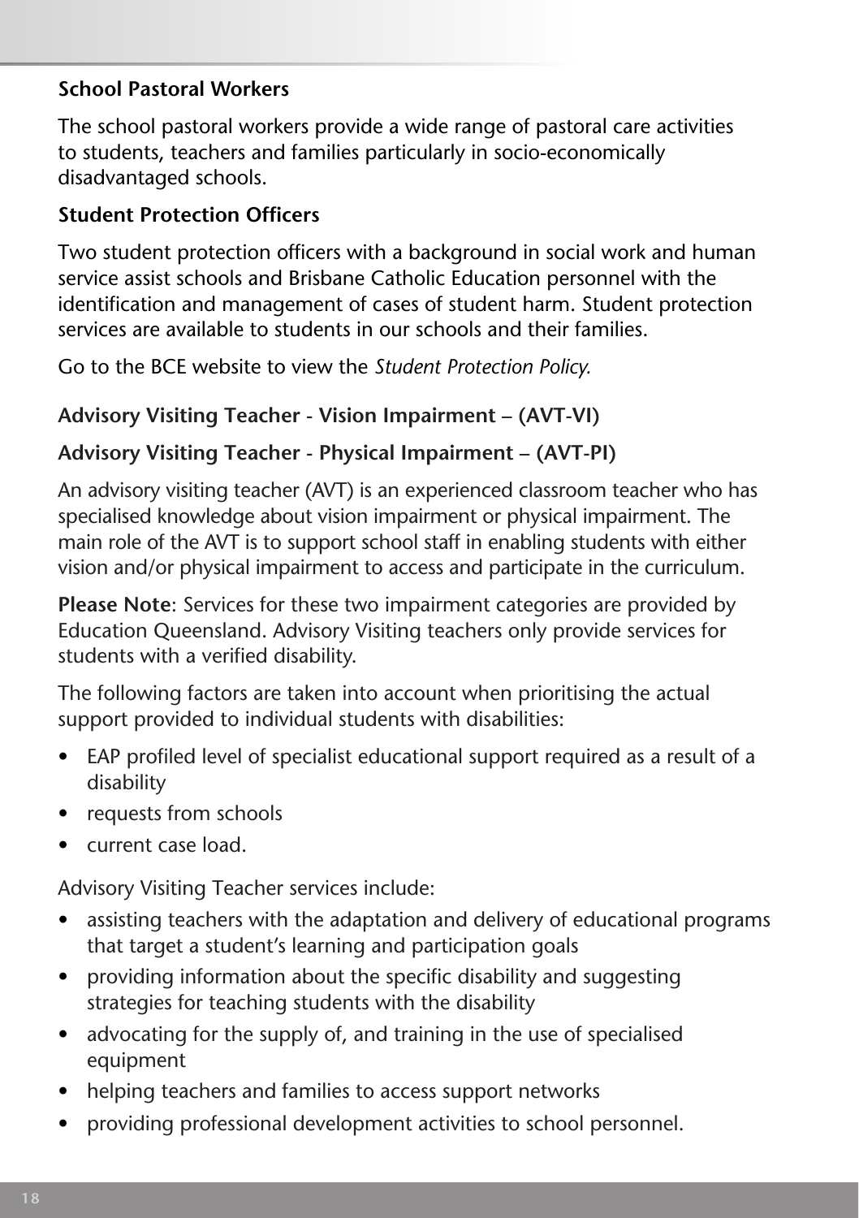### School Pastoral Workers

The school pastoral workers provide a wide range of pastoral care activities to students, teachers and families particularly in socio-economically disadvantaged schools.

### Student Protection Officers

Two student protection officers with a background in social work and human service assist schools and Brisbane Catholic Education personnel with the identification and management of cases of student harm. Student protection services are available to students in our schools and their families.

Go to the BCE website to view the *Student Protection Policy.*

### Advisory Visiting Teacher - Vision Impairment – (AVT-VI)

### Advisory Visiting Teacher - Physical Impairment – (AVT-PI)

An advisory visiting teacher (AVT) is an experienced classroom teacher who has specialised knowledge about vision impairment or physical impairment. The main role of the AVT is to support school staff in enabling students with either vision and/or physical impairment to access and participate in the curriculum.

**Please Note**: Services for these two impairment categories are provided by Education Queensland. Advisory Visiting teachers only provide services for students with a verified disability.

The following factors are taken into account when prioritising the actual support provided to individual students with disabilities:

- EAP profiled level of specialist educational support required as a result of a disability
- requests from schools
- current case load.

Advisory Visiting Teacher services include:

- assisting teachers with the adaptation and delivery of educational programs that target a student's learning and participation goals
- providing information about the specific disability and suggesting strategies for teaching students with the disability
- advocating for the supply of, and training in the use of specialised equipment
- helping teachers and families to access support networks
- providing professional development activities to school personnel.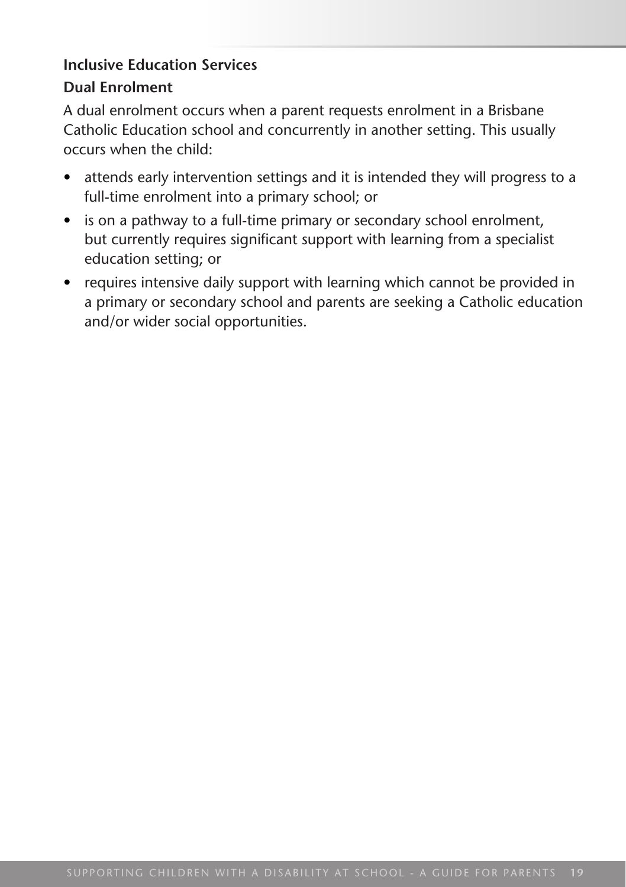**Inclusive Education Services**

**Dual Enrolment**

A dual enrolment occurs when a parent requests enrolment in a Brisbane Catholic Education school and concurrently in another setting. This usually occurs when the child:

- attends early intervention settings and it is intended they will progress to a full-time enrolment into a primary school; or
- is on a pathway to a full-time primary or secondary school enrolment, but currently requires significant support with learning from a specialist education setting; or
- requires intensive daily support with learning which cannot be provided in a primary or secondary school and parents are seeking a Catholic education and/or wider social opportunities.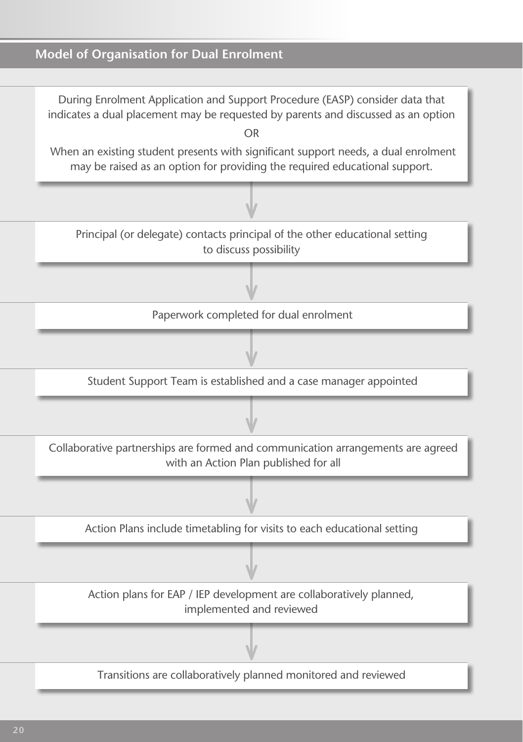## Model of Organisation for Dual Enrolment

During Enrolment Application and Support Procedure (EASP) consider data that indicates a dual placement may be requested by parents and discussed as an option

OR

When an existing student presents with significant support needs, a dual enrolment may be raised as an option for providing the required educational support.

↓

Principal (or delegate) contacts principal of the other educational setting to discuss possibility

↓

Paperwork completed for dual enrolment

↓

Student Support Team is established and a case manager appointed

↓

Collaborative partnerships are formed and communication arrangements are agreed with an Action Plan published for all

↓

Action Plans include timetabling for visits to each educational setting

↓

Action plans for EAP / IEP development are collaboratively planned, implemented and reviewed

↓

Transitions are collaboratively planned monitored and reviewed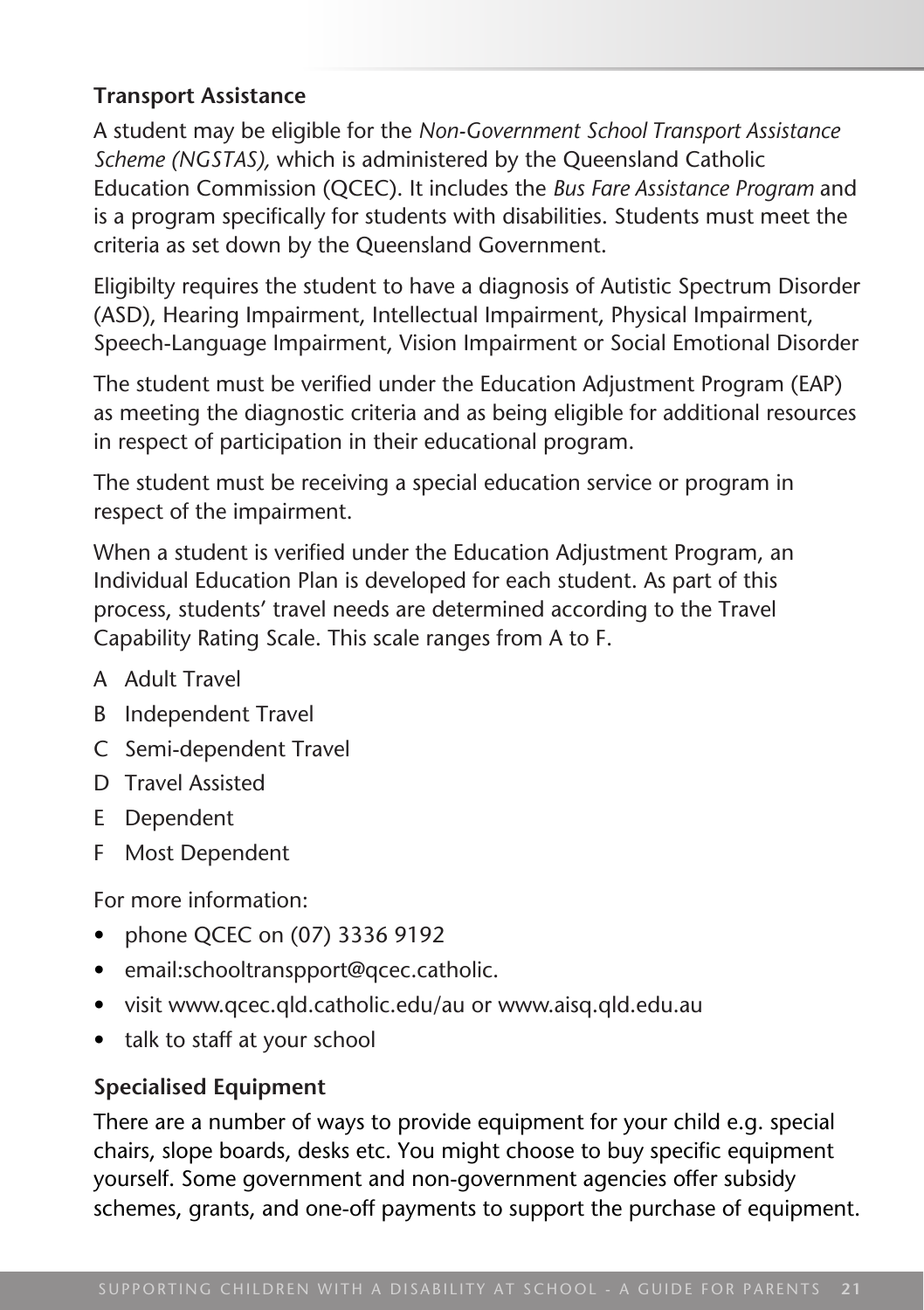### Transport Assistance

A student may be eligible for the *Non-Government School Transport Assistance Scheme (NGSTAS),* which is administered by the Queensland Catholic Education Commission (QCEC). It includes the *Bus Fare Assistance Program* and is a program specifically for students with disabilities. Students must meet the criteria as set down by the Queensland Government.

Eligibilty requires the student to have a diagnosis of Autistic Spectrum Disorder (ASD), Hearing Impairment, Intellectual Impairment, Physical Impairment, Speech-Language Impairment, Vision Impairment or Social Emotional Disorder

The student must be verified under the Education Adjustment Program (EAP) as meeting the diagnostic criteria and as being eligible for additional resources in respect of participation in their educational program.

The student must be receiving a special education service or program in respect of the impairment.

When a student is verified under the Education Adjustment Program, an Individual Education Plan is developed for each student. As part of this process, students' travel needs are determined according to the Travel Capability Rating Scale. This scale ranges from A to F.

A Adult Travel
B Independent Travel
C Semi-dependent Travel
D Travel Assisted
E Dependent
F Most Dependent

For more information:

- phone QCEC on (07) 3336 9192
- email:schooltranspport@qcec.catholic.
- visit www.qcec.qld.catholic.edu/au or www.aisq.qld.edu.au
- talk to staff at your school

### Specialised Equipment

There are a number of ways to provide equipment for your child e.g. special chairs, slope boards, desks etc. You might choose to buy specific equipment yourself. Some government and non-government agencies offer subsidy schemes, grants, and one-off payments to support the purchase of equipment.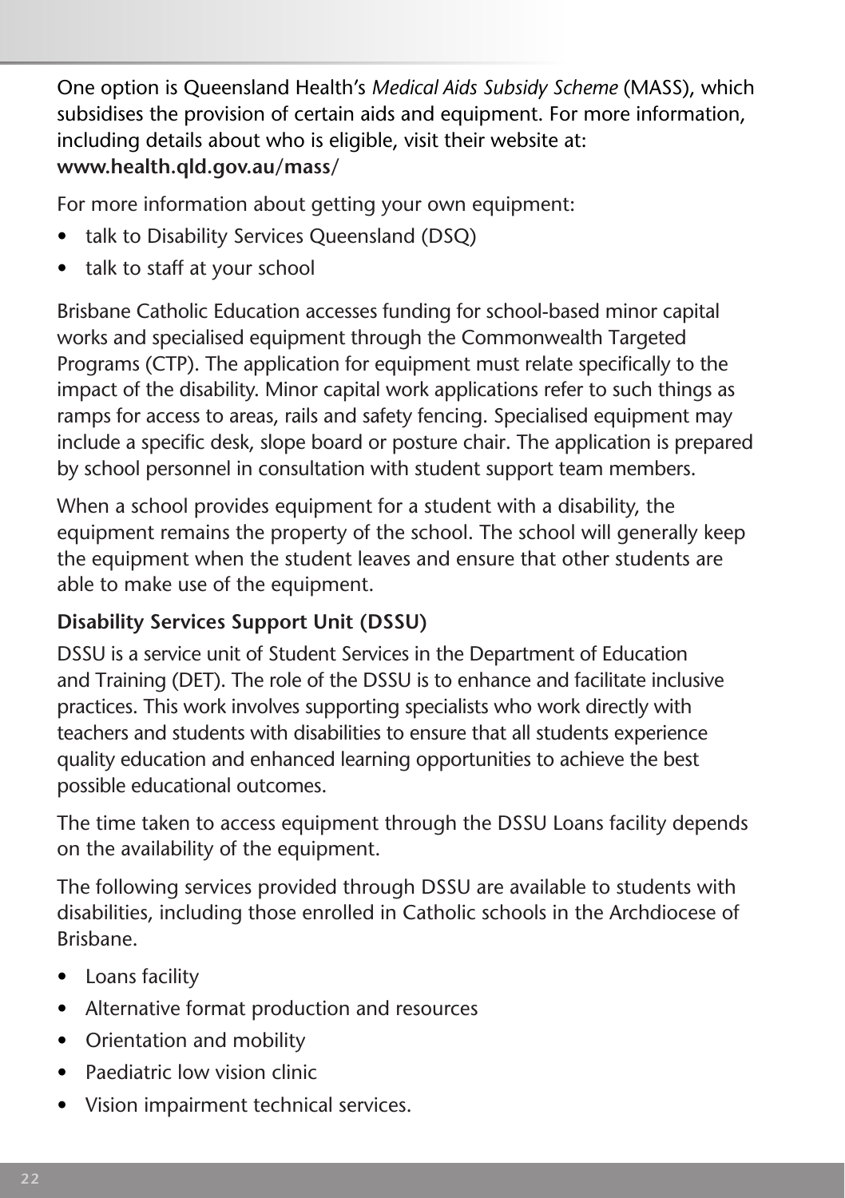One option is Queensland Health's *Medical Aids Subsidy Scheme* (MASS), which subsidises the provision of certain aids and equipment. For more information, including details about who is eligible, visit their website at: **www.health.qld.gov.au/mass/**

For more information about getting your own equipment:

- talk to Disability Services Queensland (DSQ)
- talk to staff at your school

Brisbane Catholic Education accesses funding for school-based minor capital works and specialised equipment through the Commonwealth Targeted Programs (CTP). The application for equipment must relate specifically to the impact of the disability. Minor capital work applications refer to such things as ramps for access to areas, rails and safety fencing. Specialised equipment may include a specific desk, slope board or posture chair. The application is prepared by school personnel in consultation with student support team members.

When a school provides equipment for a student with a disability, the equipment remains the property of the school. The school will generally keep the equipment when the student leaves and ensure that other students are able to make use of the equipment.

**Disability Services Support Unit (DSSU)**

DSSU is a service unit of Student Services in the Department of Education and Training (DET). The role of the DSSU is to enhance and facilitate inclusive practices. This work involves supporting specialists who work directly with teachers and students with disabilities to ensure that all students experience quality education and enhanced learning opportunities to achieve the best possible educational outcomes.

The time taken to access equipment through the DSSU Loans facility depends on the availability of the equipment.

The following services provided through DSSU are available to students with disabilities, including those enrolled in Catholic schools in the Archdiocese of Brisbane.

- Loans facility
- Alternative format production and resources
- Orientation and mobility
- Paediatric low vision clinic
- Vision impairment technical services.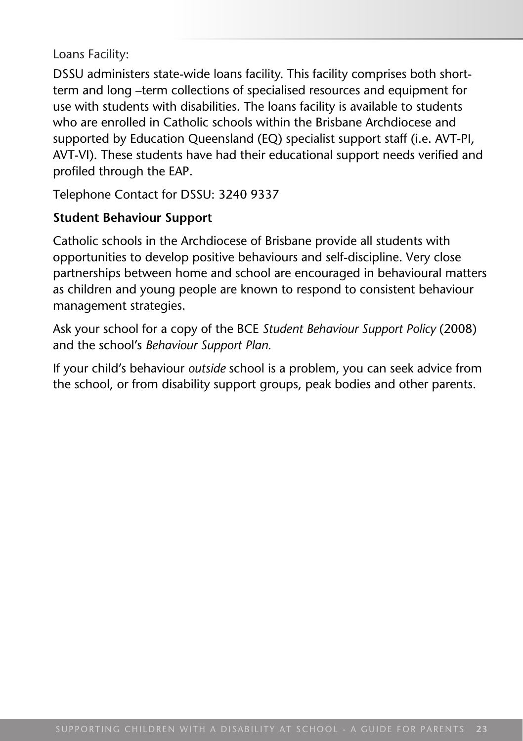Loans Facility:

DSSU administers state-wide loans facility. This facility comprises both short-term and long –term collections of specialised resources and equipment for use with students with disabilities. The loans facility is available to students who are enrolled in Catholic schools within the Brisbane Archdiocese and supported by Education Queensland (EQ) specialist support staff (i.e. AVT-PI, AVT-VI). These students have had their educational support needs verified and profiled through the EAP.

Telephone Contact for DSSU: 3240 9337

**Student Behaviour Support**

Catholic schools in the Archdiocese of Brisbane provide all students with opportunities to develop positive behaviours and self-discipline. Very close partnerships between home and school are encouraged in behavioural matters as children and young people are known to respond to consistent behaviour management strategies.

Ask your school for a copy of the BCE *Student Behaviour Support Policy* (2008) and the school's *Behaviour Support Plan.*

If your child's behaviour *outside* school is a problem, you can seek advice from the school, or from disability support groups, peak bodies and other parents.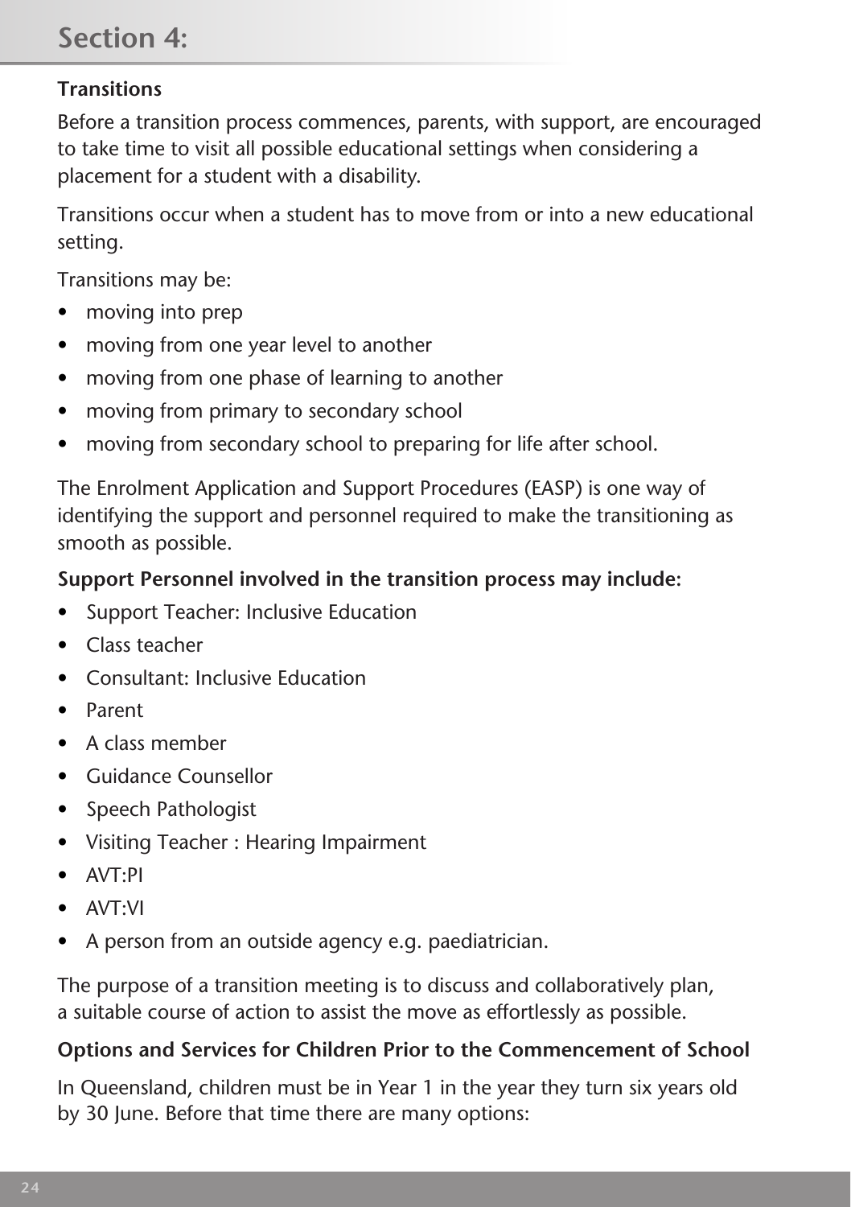# Section 4:

## Transitions

Before a transition process commences, parents, with support, are encouraged to take time to visit all possible educational settings when considering a placement for a student with a disability.

Transitions occur when a student has to move from or into a new educational setting.

Transitions may be:

- moving into prep
- moving from one year level to another
- moving from one phase of learning to another
- moving from primary to secondary school
- moving from secondary school to preparing for life after school.

The Enrolment Application and Support Procedures (EASP) is one way of identifying the support and personnel required to make the transitioning as smooth as possible.

**Support Personnel involved in the transition process may include:**

- Support Teacher: Inclusive Education
- Class teacher
- Consultant: Inclusive Education
- Parent
- A class member
- Guidance Counsellor
- Speech Pathologist
- Visiting Teacher : Hearing Impairment
- AVT:PI
- AVT:VI
- A person from an outside agency e.g. paediatrician.

The purpose of a transition meeting is to discuss and collaboratively plan, a suitable course of action to assist the move as effortlessly as possible.

**Options and Services for Children Prior to the Commencement of School**

In Queensland, children must be in Year 1 in the year they turn six years old by 30 June. Before that time there are many options: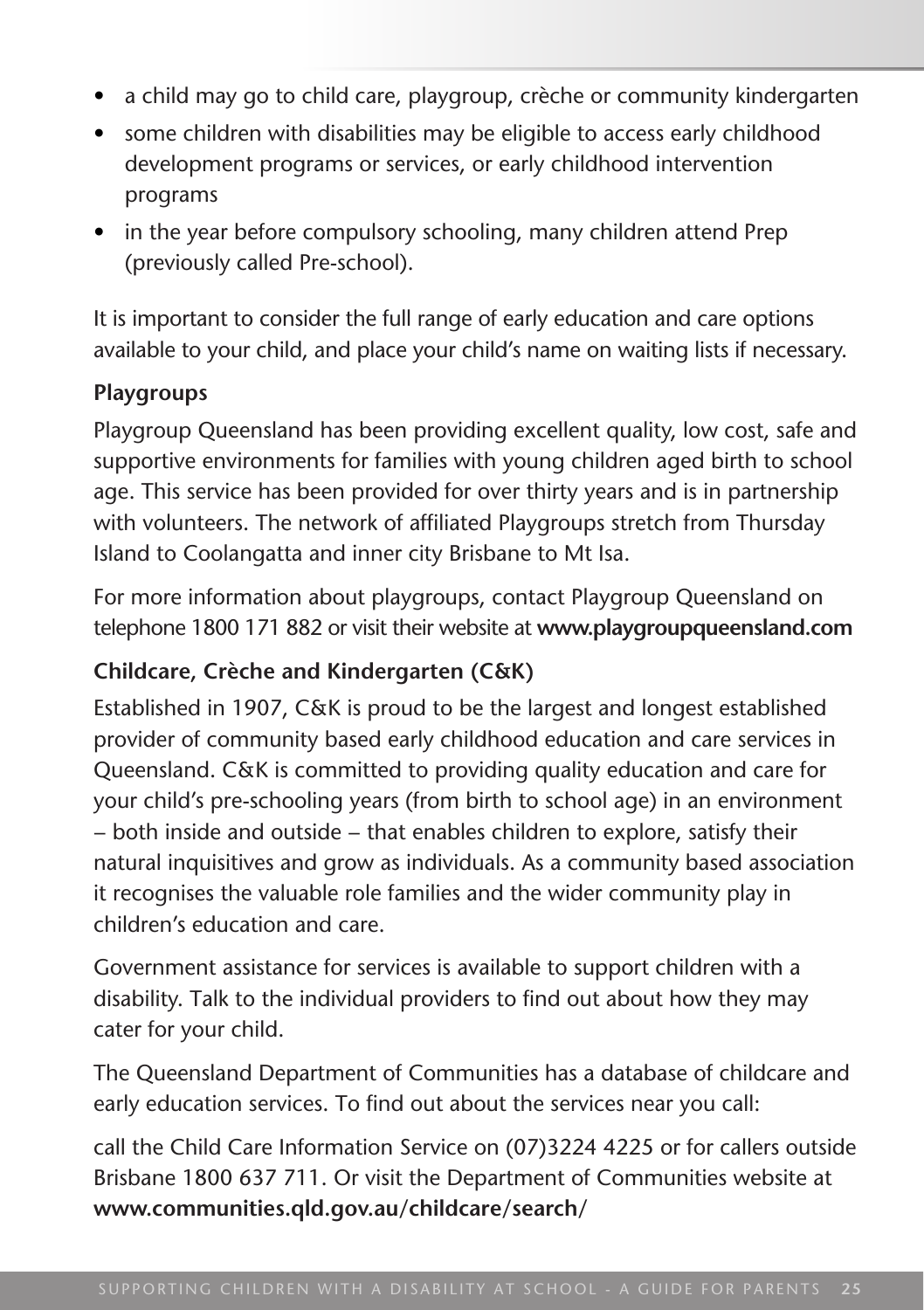- a child may go to child care, playgroup, crèche or community kindergarten
- some children with disabilities may be eligible to access early childhood development programs or services, or early childhood intervention programs
- in the year before compulsory schooling, many children attend Prep (previously called Pre-school).

It is important to consider the full range of early education and care options available to your child, and place your child's name on waiting lists if necessary.

### Playgroups

Playgroup Queensland has been providing excellent quality, low cost, safe and supportive environments for families with young children aged birth to school age. This service has been provided for over thirty years and is in partnership with volunteers. The network of affiliated Playgroups stretch from Thursday Island to Coolangatta and inner city Brisbane to Mt Isa.

For more information about playgroups, contact Playgroup Queensland on telephone 1800 171 882 or visit their website at **www.playgroupqueensland.com**

### Childcare, Crèche and Kindergarten (C&K)

Established in 1907, C&K is proud to be the largest and longest established provider of community based early childhood education and care services in Queensland. C&K is committed to providing quality education and care for your child's pre-schooling years (from birth to school age) in an environment – both inside and outside – that enables children to explore, satisfy their natural inquisitives and grow as individuals. As a community based association it recognises the valuable role families and the wider community play in children's education and care.

Government assistance for services is available to support children with a disability. Talk to the individual providers to find out about how they may cater for your child.

The Queensland Department of Communities has a database of childcare and early education services. To find out about the services near you call:

call the Child Care Information Service on (07)3224 4225 or for callers outside Brisbane 1800 637 711. Or visit the Department of Communities website at **www.communities.qld.gov.au/childcare/search/**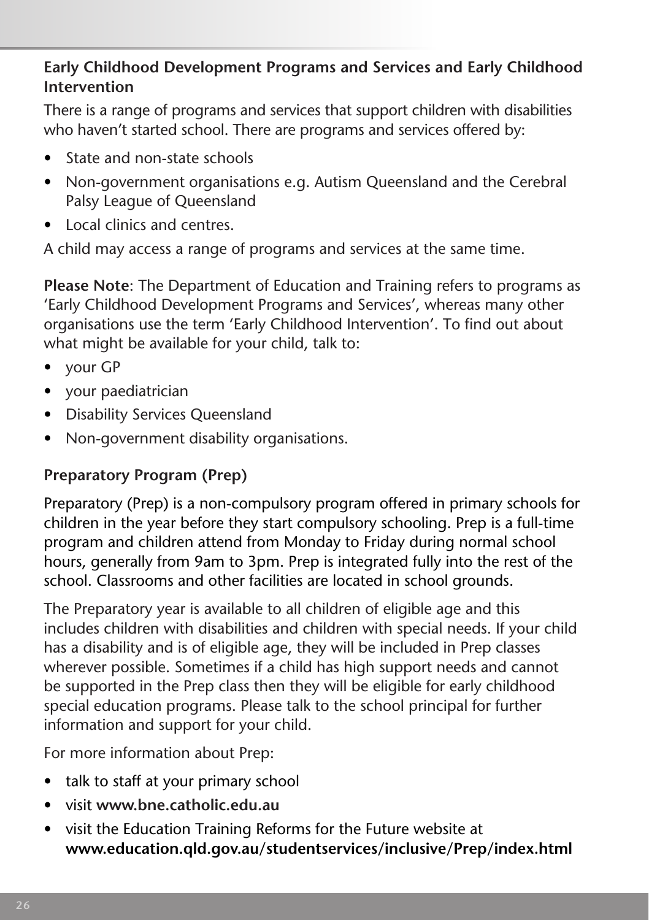### Early Childhood Development Programs and Services and Early Childhood Intervention

There is a range of programs and services that support children with disabilities who haven't started school. There are programs and services offered by:

- State and non-state schools
- Non-government organisations e.g. Autism Queensland and the Cerebral Palsy League of Queensland
- Local clinics and centres.

A child may access a range of programs and services at the same time.

**Please Note**: The Department of Education and Training refers to programs as 'Early Childhood Development Programs and Services', whereas many other organisations use the term 'Early Childhood Intervention'. To find out about what might be available for your child, talk to:

- your GP
- your paediatrician
- Disability Services Queensland
- Non-government disability organisations.

### Preparatory Program (Prep)

Preparatory (Prep) is a non-compulsory program offered in primary schools for children in the year before they start compulsory schooling. Prep is a full-time program and children attend from Monday to Friday during normal school hours, generally from 9am to 3pm. Prep is integrated fully into the rest of the school. Classrooms and other facilities are located in school grounds.

The Preparatory year is available to all children of eligible age and this includes children with disabilities and children with special needs. If your child has a disability and is of eligible age, they will be included in Prep classes wherever possible. Sometimes if a child has high support needs and cannot be supported in the Prep class then they will be eligible for early childhood special education programs. Please talk to the school principal for further information and support for your child.

For more information about Prep:

- talk to staff at your primary school
- visit **www.bne.catholic.edu.au**
- visit the Education Training Reforms for the Future website at **www.education.qld.gov.au/studentservices/inclusive/Prep/index.html**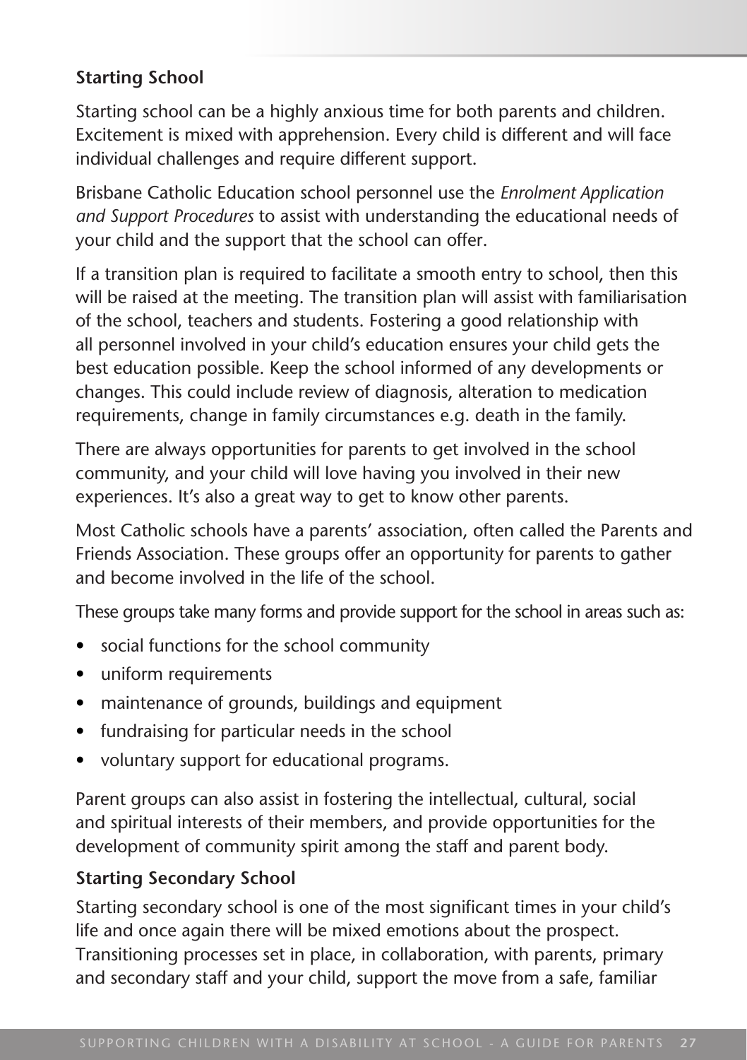### Starting School

Starting school can be a highly anxious time for both parents and children. Excitement is mixed with apprehension. Every child is different and will face individual challenges and require different support.

Brisbane Catholic Education school personnel use the *Enrolment Application and Support Procedures* to assist with understanding the educational needs of your child and the support that the school can offer.

If a transition plan is required to facilitate a smooth entry to school, then this will be raised at the meeting. The transition plan will assist with familiarisation of the school, teachers and students. Fostering a good relationship with all personnel involved in your child's education ensures your child gets the best education possible. Keep the school informed of any developments or changes. This could include review of diagnosis, alteration to medication requirements, change in family circumstances e.g. death in the family.

There are always opportunities for parents to get involved in the school community, and your child will love having you involved in their new experiences. It's also a great way to get to know other parents.

Most Catholic schools have a parents' association, often called the Parents and Friends Association. These groups offer an opportunity for parents to gather and become involved in the life of the school.

These groups take many forms and provide support for the school in areas such as:

- social functions for the school community
- uniform requirements
- maintenance of grounds, buildings and equipment
- fundraising for particular needs in the school
- voluntary support for educational programs.

Parent groups can also assist in fostering the intellectual, cultural, social and spiritual interests of their members, and provide opportunities for the development of community spirit among the staff and parent body.

### Starting Secondary School

Starting secondary school is one of the most significant times in your child's life and once again there will be mixed emotions about the prospect. Transitioning processes set in place, in collaboration, with parents, primary and secondary staff and your child, support the move from a safe, familiar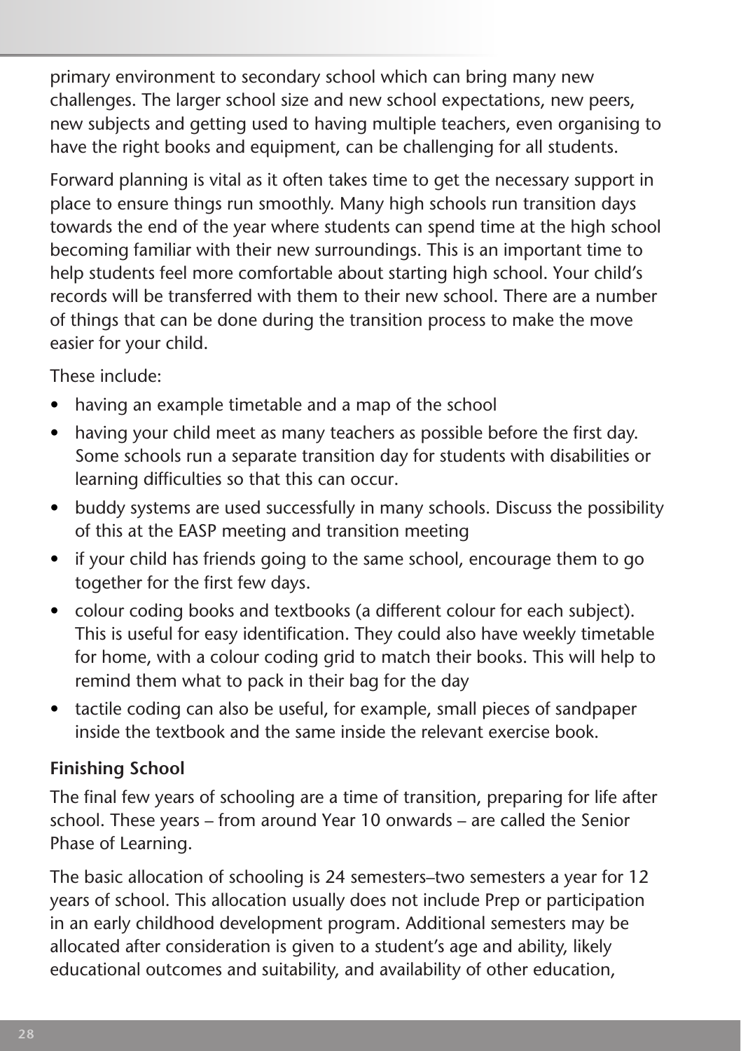primary environment to secondary school which can bring many new challenges. The larger school size and new school expectations, new peers, new subjects and getting used to having multiple teachers, even organising to have the right books and equipment, can be challenging for all students.

Forward planning is vital as it often takes time to get the necessary support in place to ensure things run smoothly. Many high schools run transition days towards the end of the year where students can spend time at the high school becoming familiar with their new surroundings. This is an important time to help students feel more comfortable about starting high school. Your child's records will be transferred with them to their new school. There are a number of things that can be done during the transition process to make the move easier for your child.

These include:

- having an example timetable and a map of the school
- having your child meet as many teachers as possible before the first day. Some schools run a separate transition day for students with disabilities or learning difficulties so that this can occur.
- buddy systems are used successfully in many schools. Discuss the possibility of this at the EASP meeting and transition meeting
- if your child has friends going to the same school, encourage them to go together for the first few days.
- colour coding books and textbooks (a different colour for each subject). This is useful for easy identification. They could also have weekly timetable for home, with a colour coding grid to match their books. This will help to remind them what to pack in their bag for the day
- tactile coding can also be useful, for example, small pieces of sandpaper inside the textbook and the same inside the relevant exercise book.

**Finishing School**

The final few years of schooling are a time of transition, preparing for life after school. These years – from around Year 10 onwards – are called the Senior Phase of Learning.

The basic allocation of schooling is 24 semesters–two semesters a year for 12 years of school. This allocation usually does not include Prep or participation in an early childhood development program. Additional semesters may be allocated after consideration is given to a student's age and ability, likely educational outcomes and suitability, and availability of other education,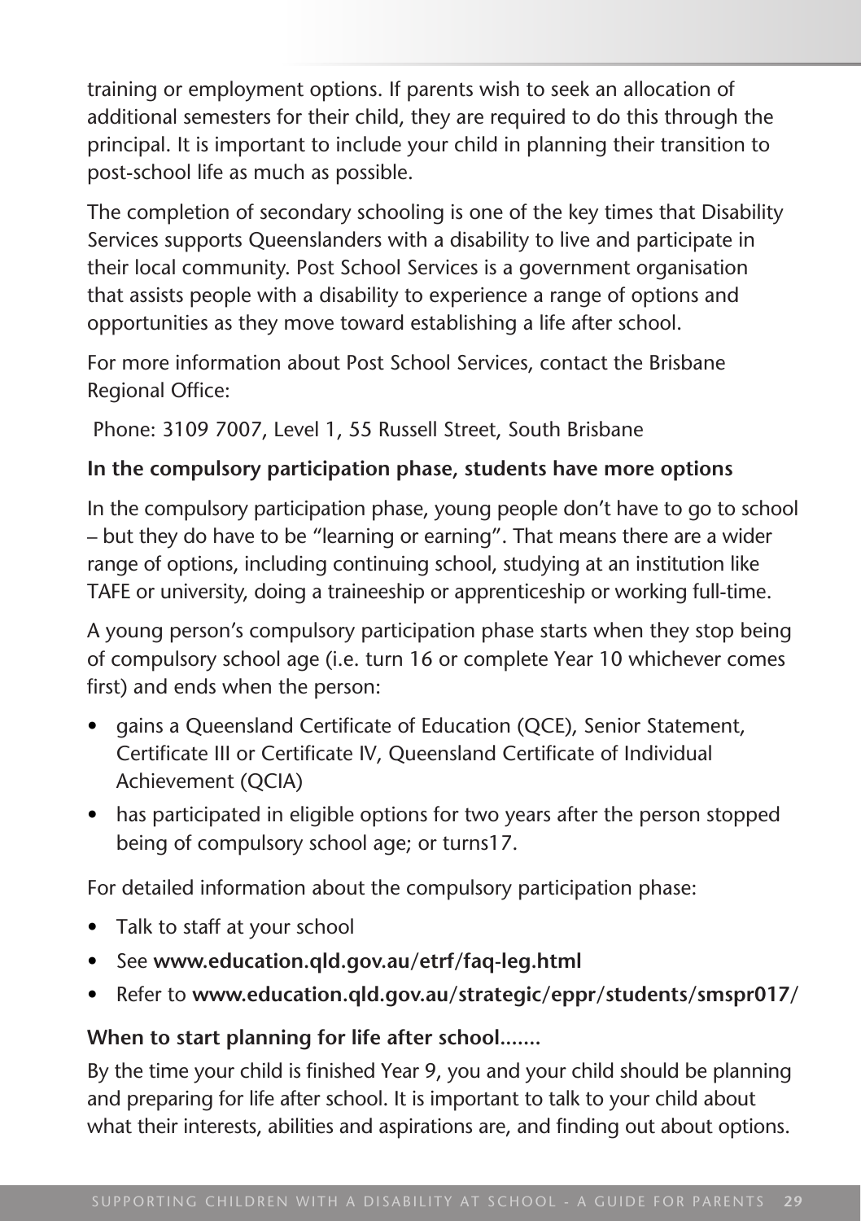training or employment options. If parents wish to seek an allocation of additional semesters for their child, they are required to do this through the principal. It is important to include your child in planning their transition to post-school life as much as possible.

The completion of secondary schooling is one of the key times that Disability Services supports Queenslanders with a disability to live and participate in their local community. Post School Services is a government organisation that assists people with a disability to experience a range of options and opportunities as they move toward establishing a life after school.

For more information about Post School Services, contact the Brisbane Regional Office:

Phone: 3109 7007, Level 1, 55 Russell Street, South Brisbane

**In the compulsory participation phase, students have more options**

In the compulsory participation phase, young people don't have to go to school – but they do have to be "learning or earning". That means there are a wider range of options, including continuing school, studying at an institution like TAFE or university, doing a traineeship or apprenticeship or working full-time.

A young person's compulsory participation phase starts when they stop being of compulsory school age (i.e. turn 16 or complete Year 10 whichever comes first) and ends when the person:

- gains a Queensland Certificate of Education (QCE), Senior Statement, Certificate III or Certificate IV, Queensland Certificate of Individual Achievement (QCIA)
- has participated in eligible options for two years after the person stopped being of compulsory school age; or turns17.

For detailed information about the compulsory participation phase:

- Talk to staff at your school
- See **www.education.qld.gov.au/etrf/faq-leg.html**
- Refer to **www.education.qld.gov.au/strategic/eppr/students/smspr017/**

**When to start planning for life after school.......**

By the time your child is finished Year 9, you and your child should be planning and preparing for life after school. It is important to talk to your child about what their interests, abilities and aspirations are, and finding out about options.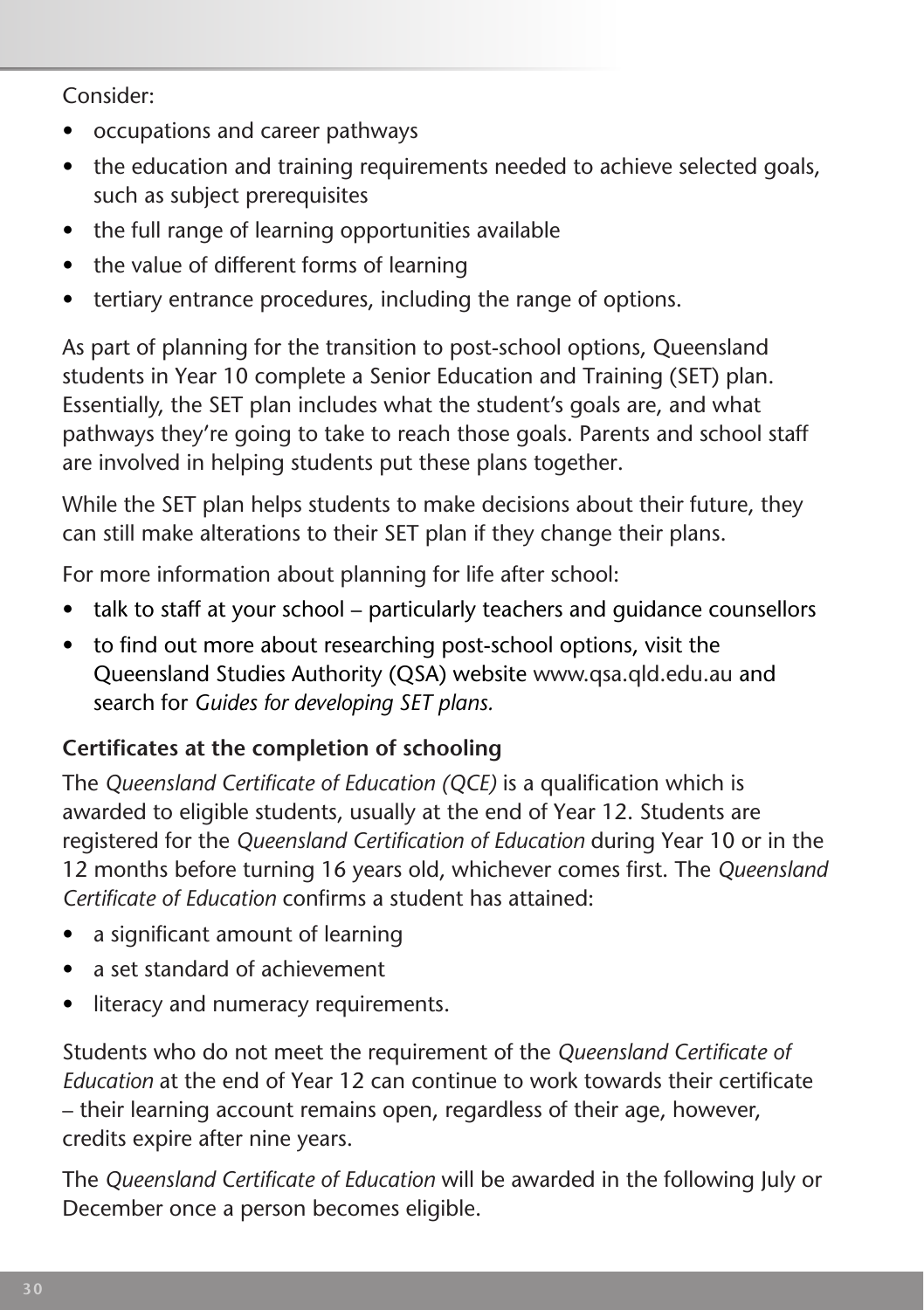Consider:

- occupations and career pathways
- the education and training requirements needed to achieve selected goals, such as subject prerequisites
- the full range of learning opportunities available
- the value of different forms of learning
- tertiary entrance procedures, including the range of options.

As part of planning for the transition to post-school options, Queensland students in Year 10 complete a Senior Education and Training (SET) plan. Essentially, the SET plan includes what the student's goals are, and what pathways they're going to take to reach those goals. Parents and school staff are involved in helping students put these plans together.

While the SET plan helps students to make decisions about their future, they can still make alterations to their SET plan if they change their plans.

For more information about planning for life after school:

- talk to staff at your school – particularly teachers and guidance counsellors
- to find out more about researching post-school options, visit the Queensland Studies Authority (QSA) website www.qsa.qld.edu.au and search for *Guides for developing SET plans.*

**Certificates at the completion of schooling**

The *Queensland Certificate of Education (QCE)* is a qualification which is awarded to eligible students, usually at the end of Year 12. Students are registered for the *Queensland Certification of Education* during Year 10 or in the 12 months before turning 16 years old, whichever comes first. The *Queensland Certificate of Education* confirms a student has attained:

- a significant amount of learning
- a set standard of achievement
- literacy and numeracy requirements.

Students who do not meet the requirement of the *Queensland Certificate of Education* at the end of Year 12 can continue to work towards their certificate – their learning account remains open, regardless of their age, however, credits expire after nine years.

The *Queensland Certificate of Education* will be awarded in the following July or December once a person becomes eligible.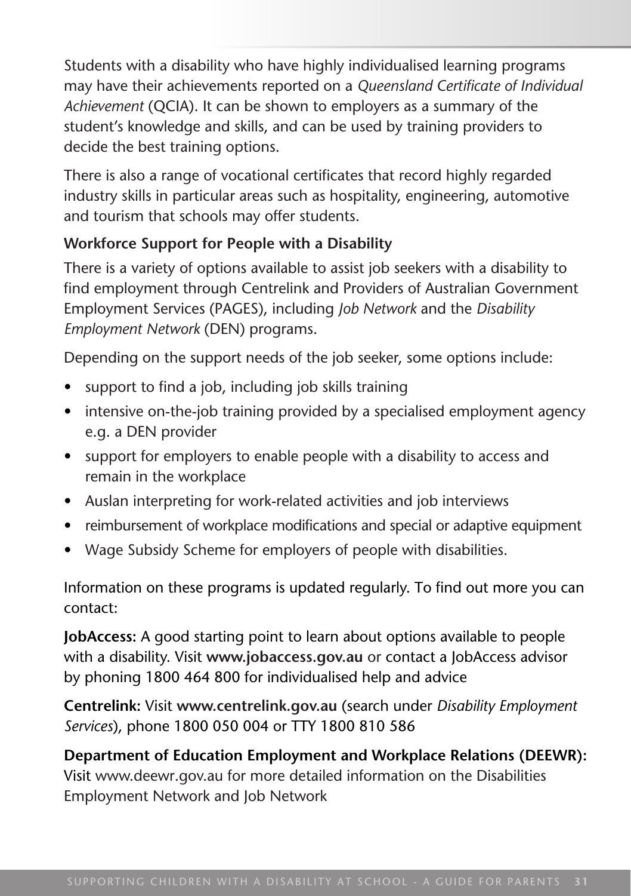Students with a disability who have highly individualised learning programs may have their achievements reported on a *Queensland Certificate of Individual Achievement* (QCIA). It can be shown to employers as a summary of the student's knowledge and skills, and can be used by training providers to decide the best training options.

There is also a range of vocational certificates that record highly regarded industry skills in particular areas such as hospitality, engineering, automotive and tourism that schools may offer students.

**Workforce Support for People with a Disability**

There is a variety of options available to assist job seekers with a disability to find employment through Centrelink and Providers of Australian Government Employment Services (PAGES), including *Job Network* and the *Disability Employment Network* (DEN) programs.

Depending on the support needs of the job seeker, some options include:

- support to find a job, including job skills training
- intensive on-the-job training provided by a specialised employment agency e.g. a DEN provider
- support for employers to enable people with a disability to access and remain in the workplace
- Auslan interpreting for work-related activities and job interviews
- reimbursement of workplace modifications and special or adaptive equipment
- Wage Subsidy Scheme for employers of people with disabilities.

Information on these programs is updated regularly. To find out more you can contact:

**JobAccess:** A good starting point to learn about options available to people with a disability. Visit **www.jobaccess.gov.au** or contact a JobAccess advisor by phoning 1800 464 800 for individualised help and advice

**Centrelink:** Visit **www.centrelink.gov.au** (search under *Disability Employment Services*), phone 1800 050 004 or TTY 1800 810 586

**Department of Education Employment and Workplace Relations (DEEWR):** Visit www.deewr.gov.au for more detailed information on the Disabilities Employment Network and Job Network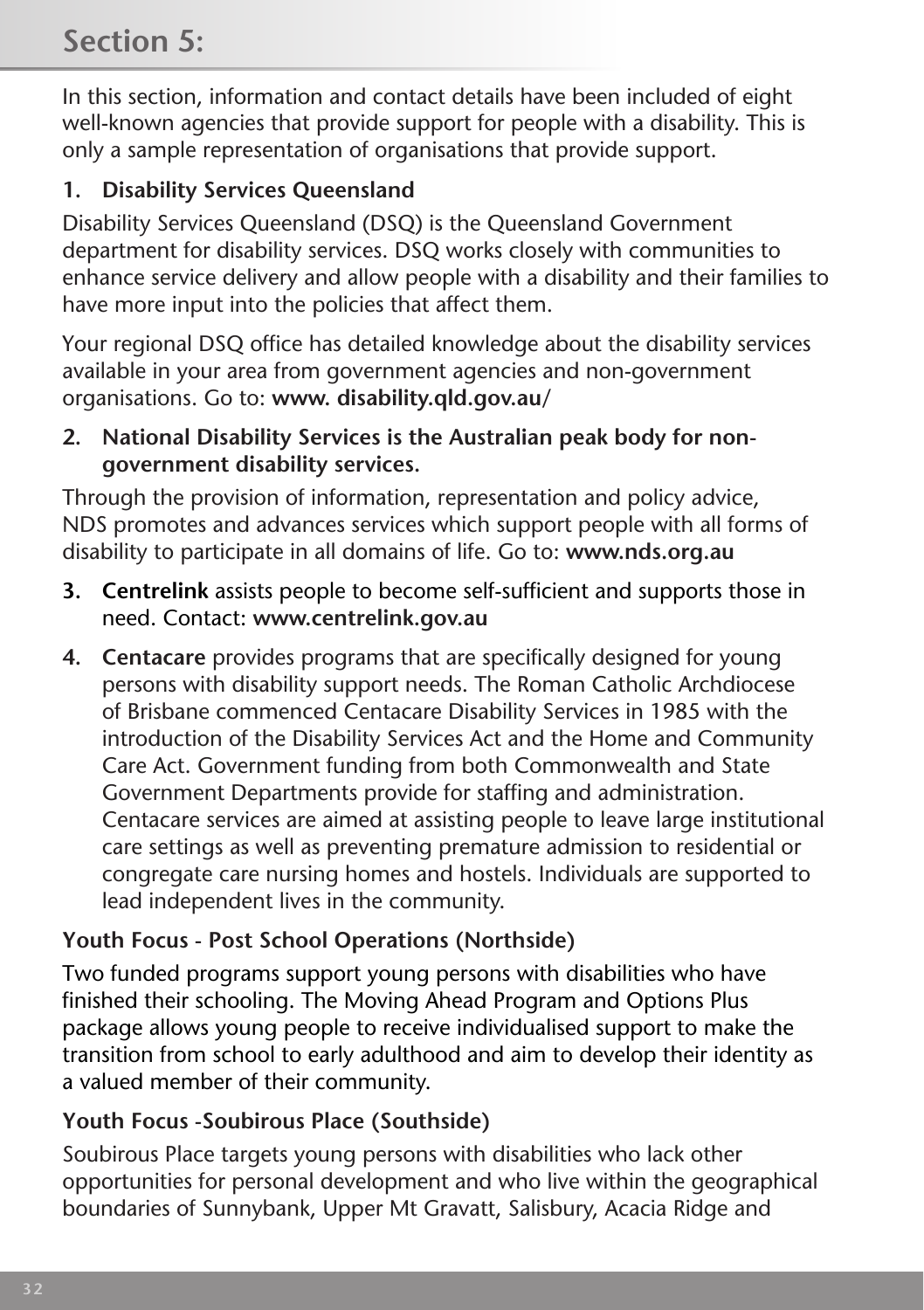# Section 5:

In this section, information and contact details have been included of eight well-known agencies that provide support for people with a disability. This is only a sample representation of organisations that provide support.

1. **Disability Services Queensland**

Disability Services Queensland (DSQ) is the Queensland Government department for disability services. DSQ works closely with communities to enhance service delivery and allow people with a disability and their families to have more input into the policies that affect them.

Your regional DSQ office has detailed knowledge about the disability services available in your area from government agencies and non-government organisations. Go to: **www. disability.qld.gov.au**/

2. **National Disability Services is the Australian peak body for non-government disability services.**

Through the provision of information, representation and policy advice, NDS promotes and advances services which support people with all forms of disability to participate in all domains of life. Go to: **www.nds.org.au**

3. **Centrelink** assists people to become self-sufficient and supports those in need. Contact: **www.centrelink.gov.au**

4. **Centacare** provides programs that are specifically designed for young persons with disability support needs. The Roman Catholic Archdiocese of Brisbane commenced Centacare Disability Services in 1985 with the introduction of the Disability Services Act and the Home and Community Care Act. Government funding from both Commonwealth and State Government Departments provide for staffing and administration. Centacare services are aimed at assisting people to leave large institutional care settings as well as preventing premature admission to residential or congregate care nursing homes and hostels. Individuals are supported to lead independent lives in the community.

**Youth Focus - Post School Operations (Northside)**

Two funded programs support young persons with disabilities who have finished their schooling. The Moving Ahead Program and Options Plus package allows young people to receive individualised support to make the transition from school to early adulthood and aim to develop their identity as a valued member of their community.

**Youth Focus -Soubirous Place (Southside)**

Soubirous Place targets young persons with disabilities who lack other opportunities for personal development and who live within the geographical boundaries of Sunnybank, Upper Mt Gravatt, Salisbury, Acacia Ridge and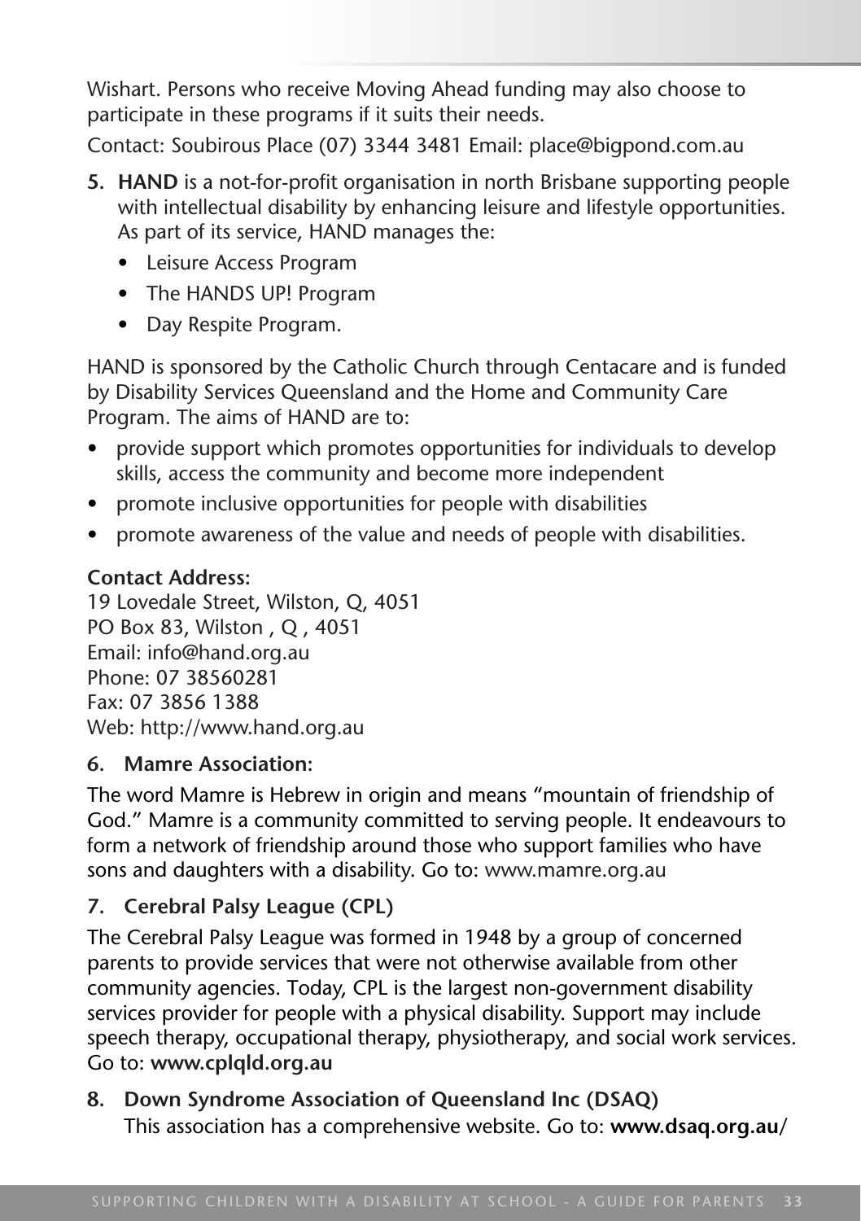Wishart. Persons who receive Moving Ahead funding may also choose to participate in these programs if it suits their needs.

Contact: Soubirous Place (07) 3344 3481 Email: place@bigpond.com.au

5. **HAND** is a not-for-profit organisation in north Brisbane supporting people with intellectual disability by enhancing leisure and lifestyle opportunities. As part of its service, HAND manages the:
   - Leisure Access Program
   - The HANDS UP! Program
   - Day Respite Program.

HAND is sponsored by the Catholic Church through Centacare and is funded by Disability Services Queensland and the Home and Community Care Program. The aims of HAND are to:

- provide support which promotes opportunities for individuals to develop skills, access the community and become more independent
- promote inclusive opportunities for people with disabilities
- promote awareness of the value and needs of people with disabilities.

**Contact Address:**
19 Lovedale Street, Wilston, Q, 4051
PO Box 83, Wilston , Q , 4051
Email: info@hand.org.au
Phone: 07 38560281
Fax: 07 3856 1388
Web: http://www.hand.org.au

6. **Mamre Association:**

The word Mamre is Hebrew in origin and means "mountain of friendship of God." Mamre is a community committed to serving people. It endeavours to form a network of friendship around those who support families who have sons and daughters with a disability. Go to: www.mamre.org.au

7. **Cerebral Palsy League (CPL)**

The Cerebral Palsy League was formed in 1948 by a group of concerned parents to provide services that were not otherwise available from other community agencies. Today, CPL is the largest non-government disability services provider for people with a physical disability. Support may include speech therapy, occupational therapy, physiotherapy, and social work services. Go to: **www.cplqld.org.au**

8. **Down Syndrome Association of Queensland Inc (DSAQ)**
   This association has a comprehensive website. Go to: **www.dsaq.org.au**/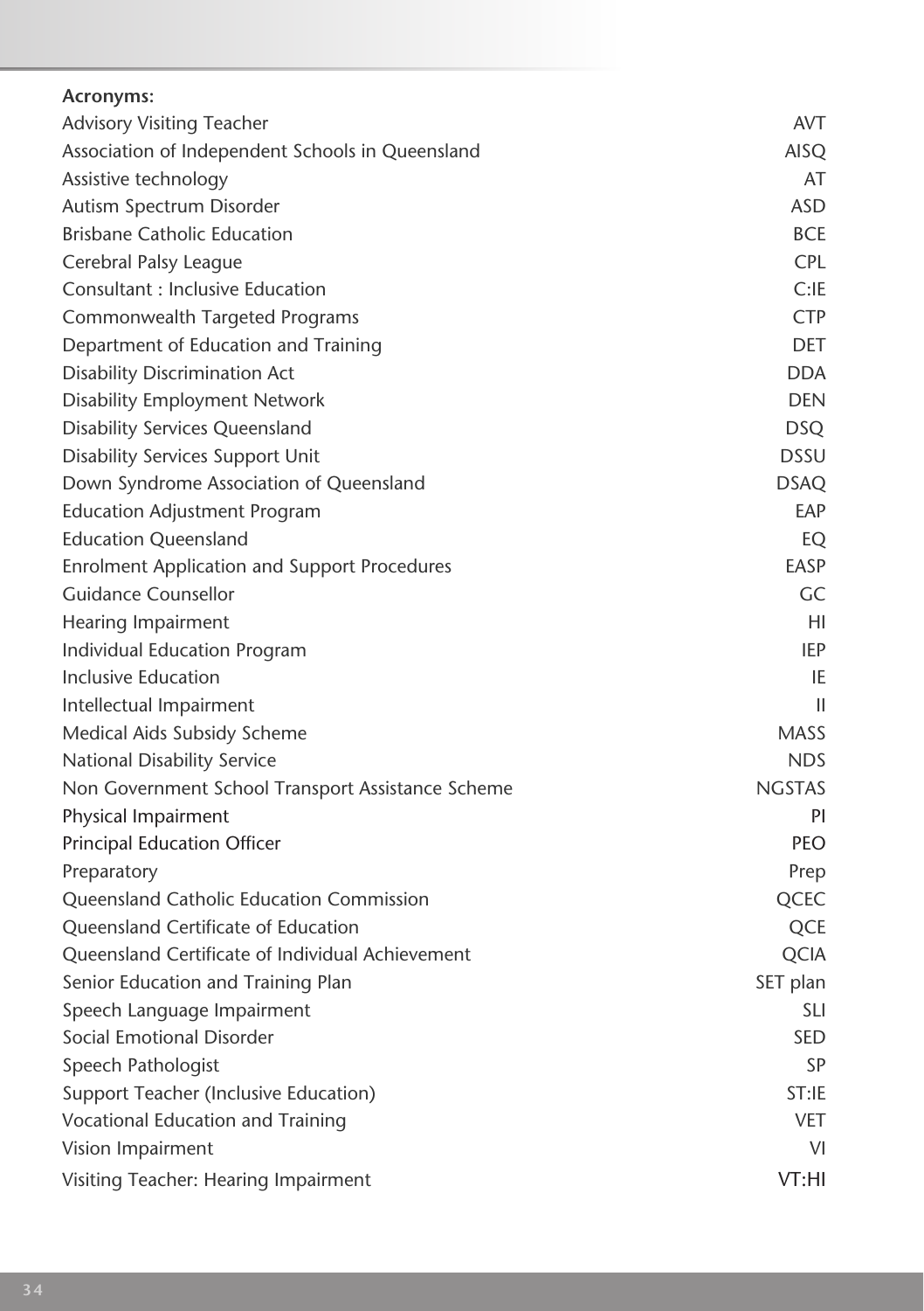**Acronyms:**

| | |
|---|---|
| Advisory Visiting Teacher | AVT |
| Association of Independent Schools in Queensland | AISQ |
| Assistive technology | AT |
| Autism Spectrum Disorder | ASD |
| Brisbane Catholic Education | BCE |
| Cerebral Palsy League | CPL |
| Consultant : Inclusive Education | C:IE |
| Commonwealth Targeted Programs | CTP |
| Department of Education and Training | DET |
| Disability Discrimination Act | DDA |
| Disability Employment Network | DEN |
| Disability Services Queensland | DSQ |
| Disability Services Support Unit | DSSU |
| Down Syndrome Association of Queensland | DSAQ |
| Education Adjustment Program | EAP |
| Education Queensland | EQ |
| Enrolment Application and Support Procedures | EASP |
| Guidance Counsellor | GC |
| Hearing Impairment | HI |
| Individual Education Program | IEP |
| Inclusive Education | IE |
| Intellectual Impairment | II |
| Medical Aids Subsidy Scheme | MASS |
| National Disability Service | NDS |
| Non Government School Transport Assistance Scheme | NGSTAS |
| Physical Impairment | PI |
| Principal Education Officer | PEO |
| Preparatory | Prep |
| Queensland Catholic Education Commission | QCEC |
| Queensland Certificate of Education | QCE |
| Queensland Certificate of Individual Achievement | QCIA |
| Senior Education and Training Plan | SET plan |
| Speech Language Impairment | SLI |
| Social Emotional Disorder | SED |
| Speech Pathologist | SP |
| Support Teacher (Inclusive Education) | ST:IE |
| Vocational Education and Training | VET |
| Vision Impairment | VI |
| Visiting Teacher: Hearing Impairment | VT:HI |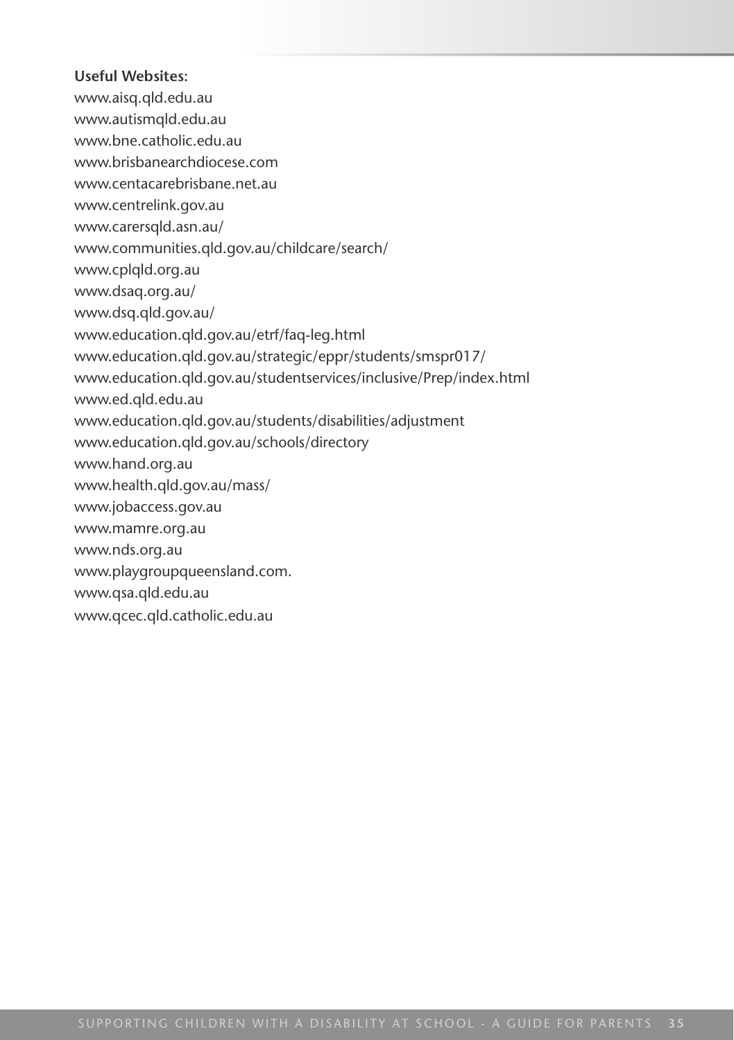**Useful Websites:**

www.aisq.qld.edu.au
www.autismqld.edu.au
www.bne.catholic.edu.au
www.brisbanearchdiocese.com
www.centacarebrisbane.net.au
www.centrelink.gov.au
www.carersqld.asn.au/
www.communities.qld.gov.au/childcare/search/
www.cplqld.org.au
www.dsaq.org.au/
www.dsq.qld.gov.au/
www.education.qld.gov.au/etrf/faq-leg.html
www.education.qld.gov.au/strategic/eppr/students/smspr017/
www.education.qld.gov.au/studentservices/inclusive/Prep/index.html
www.ed.qld.edu.au
www.education.qld.gov.au/students/disabilities/adjustment
www.education.qld.gov.au/schools/directory
www.hand.org.au
www.health.qld.gov.au/mass/
www.jobaccess.gov.au
www.mamre.org.au
www.nds.org.au
www.playgroupqueensland.com.
www.qsa.qld.edu.au
www.qcec.qld.catholic.edu.au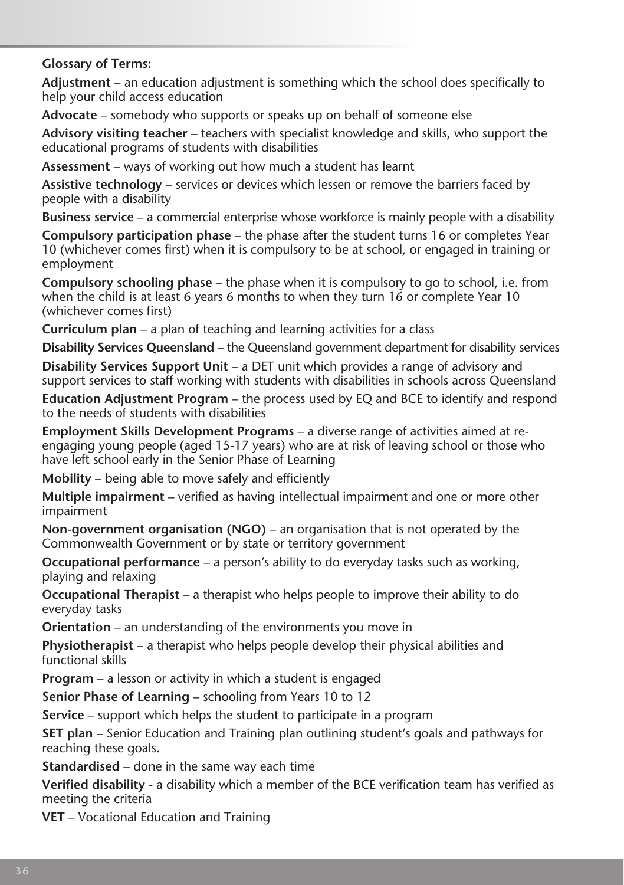**Glossary of Terms:**

**Adjustment** – an education adjustment is something which the school does specifically to help your child access education

**Advocate** – somebody who supports or speaks up on behalf of someone else

**Advisory visiting teacher** – teachers with specialist knowledge and skills, who support the educational programs of students with disabilities

**Assessment** – ways of working out how much a student has learnt

**Assistive technology** – services or devices which lessen or remove the barriers faced by people with a disability

**Business service** – a commercial enterprise whose workforce is mainly people with a disability

**Compulsory participation phase** – the phase after the student turns 16 or completes Year 10 (whichever comes first) when it is compulsory to be at school, or engaged in training or employment

**Compulsory schooling phase** – the phase when it is compulsory to go to school, i.e. from when the child is at least 6 years 6 months to when they turn 16 or complete Year 10 (whichever comes first)

**Curriculum plan** – a plan of teaching and learning activities for a class

**Disability Services Queensland** – the Queensland government department for disability services

**Disability Services Support Unit** – a DET unit which provides a range of advisory and support services to staff working with students with disabilities in schools across Queensland

**Education Adjustment Program** – the process used by EQ and BCE to identify and respond to the needs of students with disabilities

**Employment Skills Development Programs** – a diverse range of activities aimed at re-engaging young people (aged 15-17 years) who are at risk of leaving school or those who have left school early in the Senior Phase of Learning

**Mobility** – being able to move safely and efficiently

**Multiple impairment** – verified as having intellectual impairment and one or more other impairment

**Non-government organisation (NGO)** – an organisation that is not operated by the Commonwealth Government or by state or territory government

**Occupational performance** – a person's ability to do everyday tasks such as working, playing and relaxing

**Occupational Therapist** – a therapist who helps people to improve their ability to do everyday tasks

**Orientation** – an understanding of the environments you move in

**Physiotherapist** – a therapist who helps people develop their physical abilities and functional skills

**Program** – a lesson or activity in which a student is engaged

**Senior Phase of Learning** – schooling from Years 10 to 12

**Service** – support which helps the student to participate in a program

**SET plan** – Senior Education and Training plan outlining student's goals and pathways for reaching these goals.

**Standardised** – done in the same way each time

**Verified disability** - a disability which a member of the BCE verification team has verified as meeting the criteria

**VET** – Vocational Education and Training